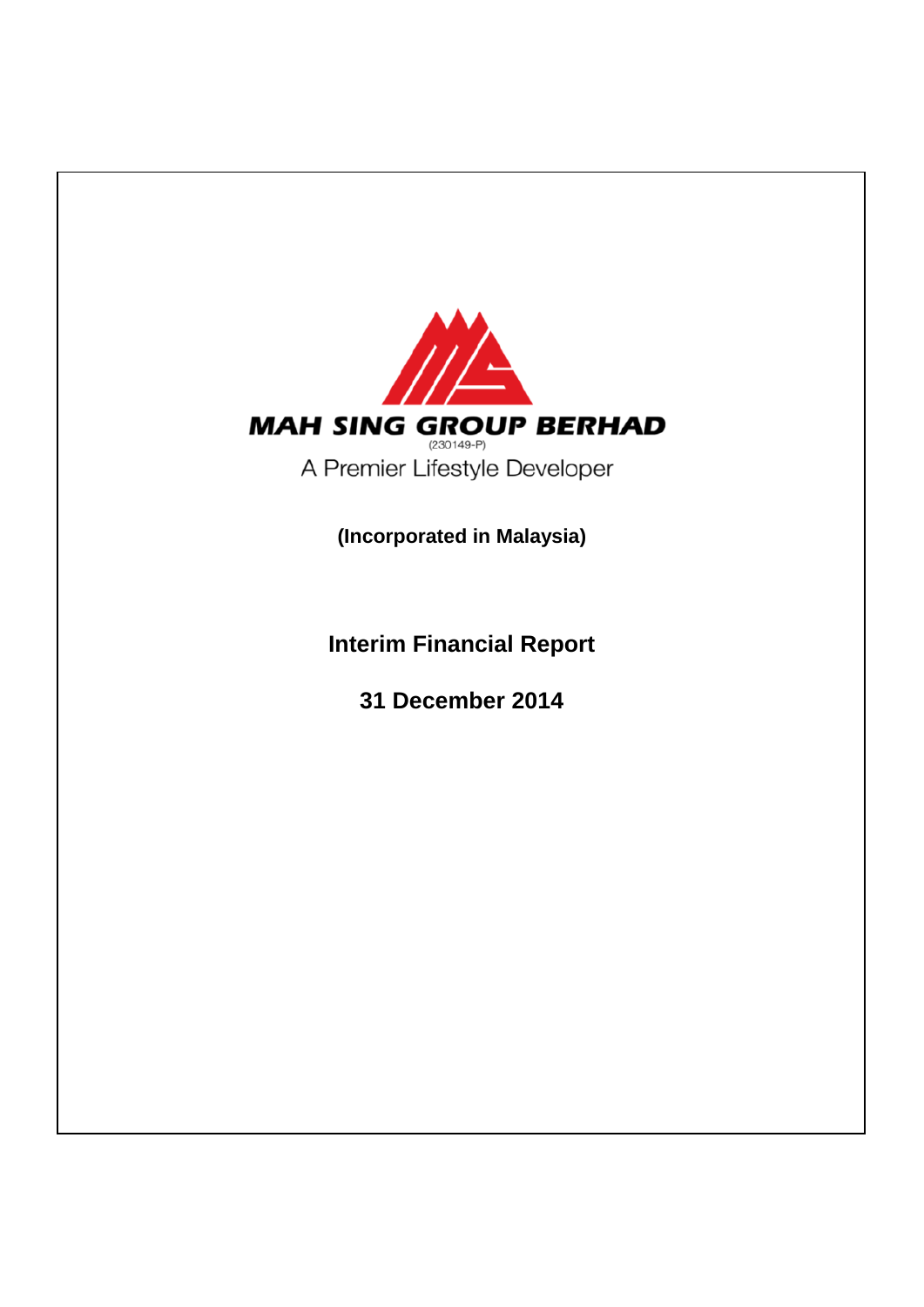**MAH SING GROUP BERHAD**

(230149-P)

A Premier Lifestyle Developer

**(Incorporated in Malaysia)**

# Interim Financial Report

## 31 December 2014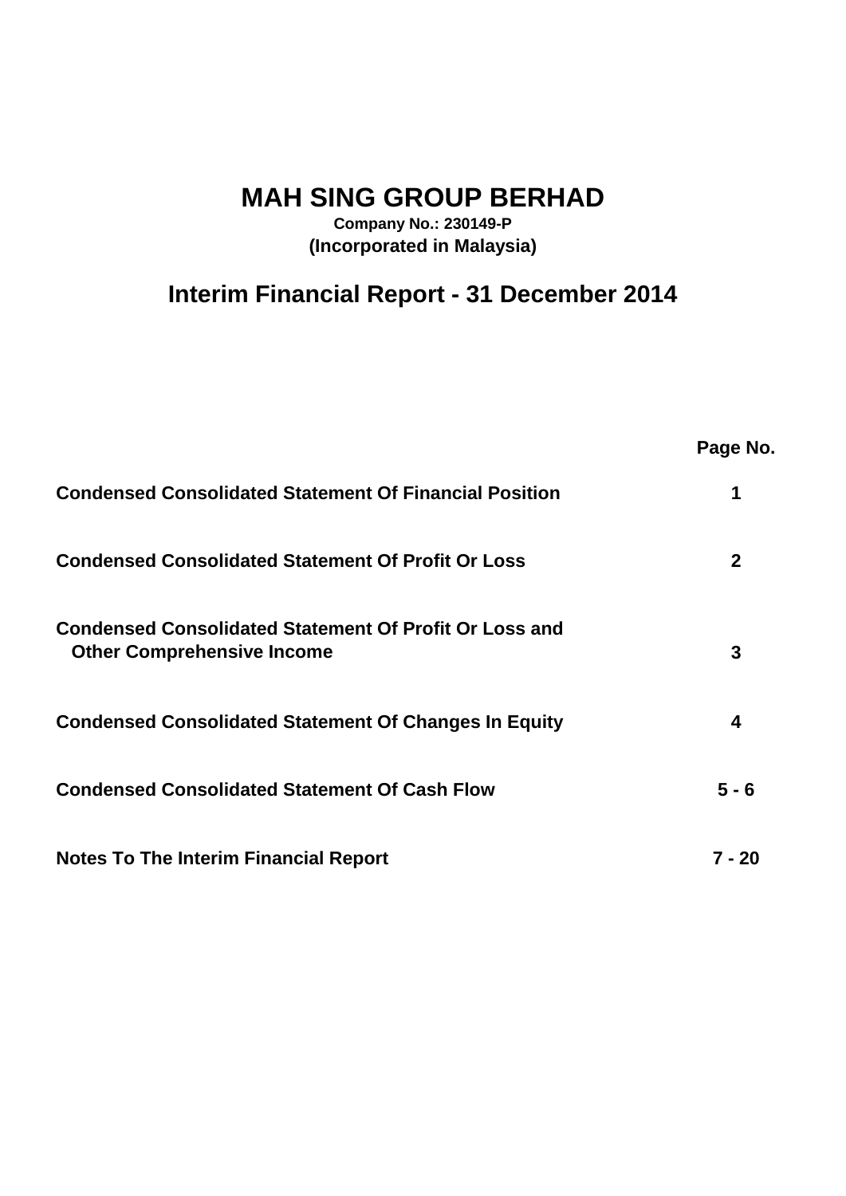# MAH SING GROUP BERHAD

**Company No.: 230149-P**
**(Incorporated in Malaysia)**

## Interim Financial Report - 31 December 2014

| | Page No. |
|---|---|
| **Condensed Consolidated Statement Of Financial Position** | **1** |
| **Condensed Consolidated Statement Of Profit Or Loss** | **2** |
| **Condensed Consolidated Statement Of Profit Or Loss and Other Comprehensive Income** | **3** |
| **Condensed Consolidated Statement Of Changes In Equity** | **4** |
| **Condensed Consolidated Statement Of Cash Flow** | **5 - 6** |
| **Notes To The Interim Financial Report** | **7 - 20** |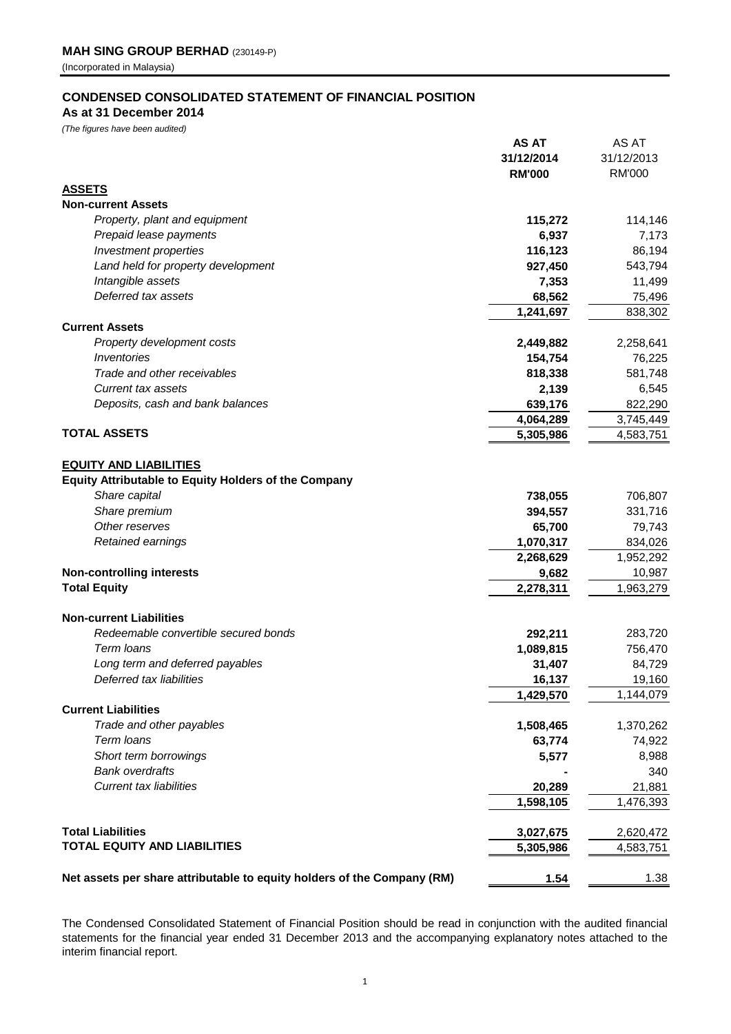**MAH SING GROUP BERHAD** (230149-P)
(Incorporated in Malaysia)

## CONDENSED CONSOLIDATED STATEMENT OF FINANCIAL POSITION
**As at 31 December 2014**

*(The figures have been audited)*

| | **AS AT 31/12/2014 RM'000** | AS AT 31/12/2013 RM'000 |
|---|---|---|
| **ASSETS** | | |
| **Non-current Assets** | | |
| *Property, plant and equipment* | **115,272** | 114,146 |
| *Prepaid lease payments* | **6,937** | 7,173 |
| *Investment properties* | **116,123** | 86,194 |
| *Land held for property development* | **927,450** | 543,794 |
| *Intangible assets* | **7,353** | 11,499 |
| *Deferred tax assets* | **68,562** | 75,496 |
| | **1,241,697** | 838,302 |
| **Current Assets** | | |
| *Property development costs* | **2,449,882** | 2,258,641 |
| *Inventories* | **154,754** | 76,225 |
| *Trade and other receivables* | **818,338** | 581,748 |
| *Current tax assets* | **2,139** | 6,545 |
| *Deposits, cash and bank balances* | **639,176** | 822,290 |
| | **4,064,289** | 3,745,449 |
| **TOTAL ASSETS** | **5,305,986** | 4,583,751 |
| | | |
| **EQUITY AND LIABILITIES** | | |
| **Equity Attributable to Equity Holders of the Company** | | |
| *Share capital* | **738,055** | 706,807 |
| *Share premium* | **394,557** | 331,716 |
| *Other reserves* | **65,700** | 79,743 |
| *Retained earnings* | **1,070,317** | 834,026 |
| | **2,268,629** | 1,952,292 |
| **Non-controlling interests** | **9,682** | 10,987 |
| **Total Equity** | **2,278,311** | 1,963,279 |
| | | |
| **Non-current Liabilities** | | |
| *Redeemable convertible secured bonds* | **292,211** | 283,720 |
| *Term loans* | **1,089,815** | 756,470 |
| *Long term and deferred payables* | **31,407** | 84,729 |
| *Deferred tax liabilities* | **16,137** | 19,160 |
| | **1,429,570** | 1,144,079 |
| **Current Liabilities** | | |
| *Trade and other payables* | **1,508,465** | 1,370,262 |
| *Term loans* | **63,774** | 74,922 |
| *Short term borrowings* | **5,577** | 8,988 |
| *Bank overdrafts* | **-** | 340 |
| *Current tax liabilities* | **20,289** | 21,881 |
| | **1,598,105** | 1,476,393 |
| | | |
| **Total Liabilities** | **3,027,675** | 2,620,472 |
| **TOTAL EQUITY AND LIABILITIES** | **5,305,986** | 4,583,751 |
| | | |
| **Net assets per share attributable to equity holders of the Company (RM)** | **1.54** | 1.38 |

The Condensed Consolidated Statement of Financial Position should be read in conjunction with the audited financial statements for the financial year ended 31 December 2013 and the accompanying explanatory notes attached to the interim financial report.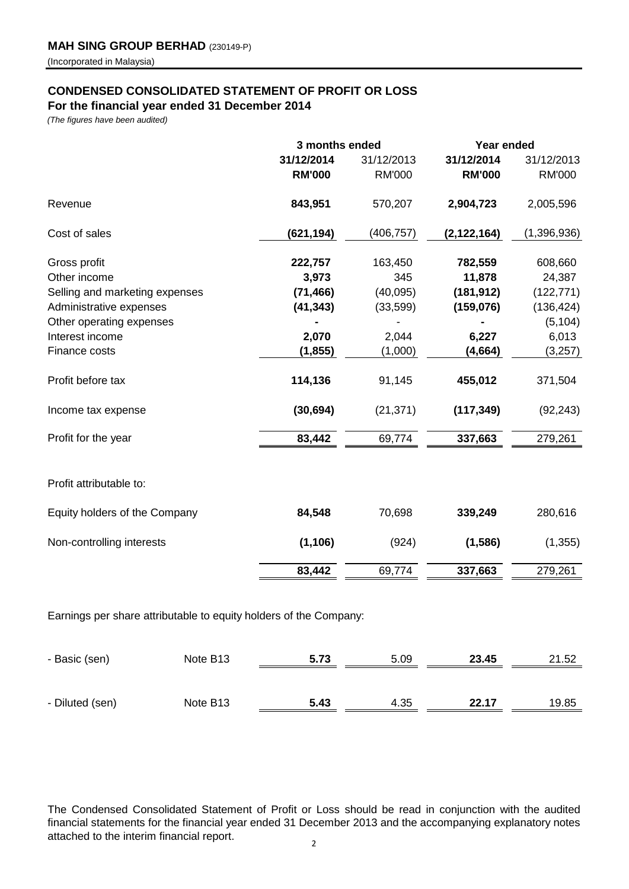**MAH SING GROUP BERHAD** (230149-P)

(Incorporated in Malaysia)

## CONDENSED CONSOLIDATED STATEMENT OF PROFIT OR LOSS

**For the financial year ended 31 December 2014**

*(The figures have been audited)*

| | | 3 months ended | | Year ended | |
|---|---|---|---|---|---|
| | | **31/12/2014** | 31/12/2013 | **31/12/2014** | 31/12/2013 |
| | | **RM'000** | RM'000 | **RM'000** | RM'000 |
| Revenue | | **843,951** | 570,207 | **2,904,723** | 2,005,596 |
| Cost of sales | | **(621,194)** | (406,757) | **(2,122,164)** | (1,396,936) |
| Gross profit | | **222,757** | 163,450 | **782,559** | 608,660 |
| Other income | | **3,973** | 345 | **11,878** | 24,387 |
| Selling and marketing expenses | | **(71,466)** | (40,095) | **(181,912)** | (122,771) |
| Administrative expenses | | **(41,343)** | (33,599) | **(159,076)** | (136,424) |
| Other operating expenses | | **-** | - | **-** | (5,104) |
| Interest income | | **2,070** | 2,044 | **6,227** | 6,013 |
| Finance costs | | **(1,855)** | (1,000) | **(4,664)** | (3,257) |
| Profit before tax | | **114,136** | 91,145 | **455,012** | 371,504 |
| Income tax expense | | **(30,694)** | (21,371) | **(117,349)** | (92,243) |
| Profit for the year | | **83,442** | 69,774 | **337,663** | 279,261 |
| Profit attributable to: | | | | | |
| Equity holders of the Company | | **84,548** | 70,698 | **339,249** | 280,616 |
| Non-controlling interests | | **(1,106)** | (924) | **(1,586)** | (1,355) |
| | | **83,442** | 69,774 | **337,663** | 279,261 |
| Earnings per share attributable to equity holders of the Company: | | | | | |
| - Basic (sen) | Note B13 | **5.73** | 5.09 | **23.45** | 21.52 |
| - Diluted (sen) | Note B13 | **5.43** | 4.35 | **22.17** | 19.85 |

The Condensed Consolidated Statement of Profit or Loss should be read in conjunction with the audited financial statements for the financial year ended 31 December 2013 and the accompanying explanatory notes attached to the interim financial report.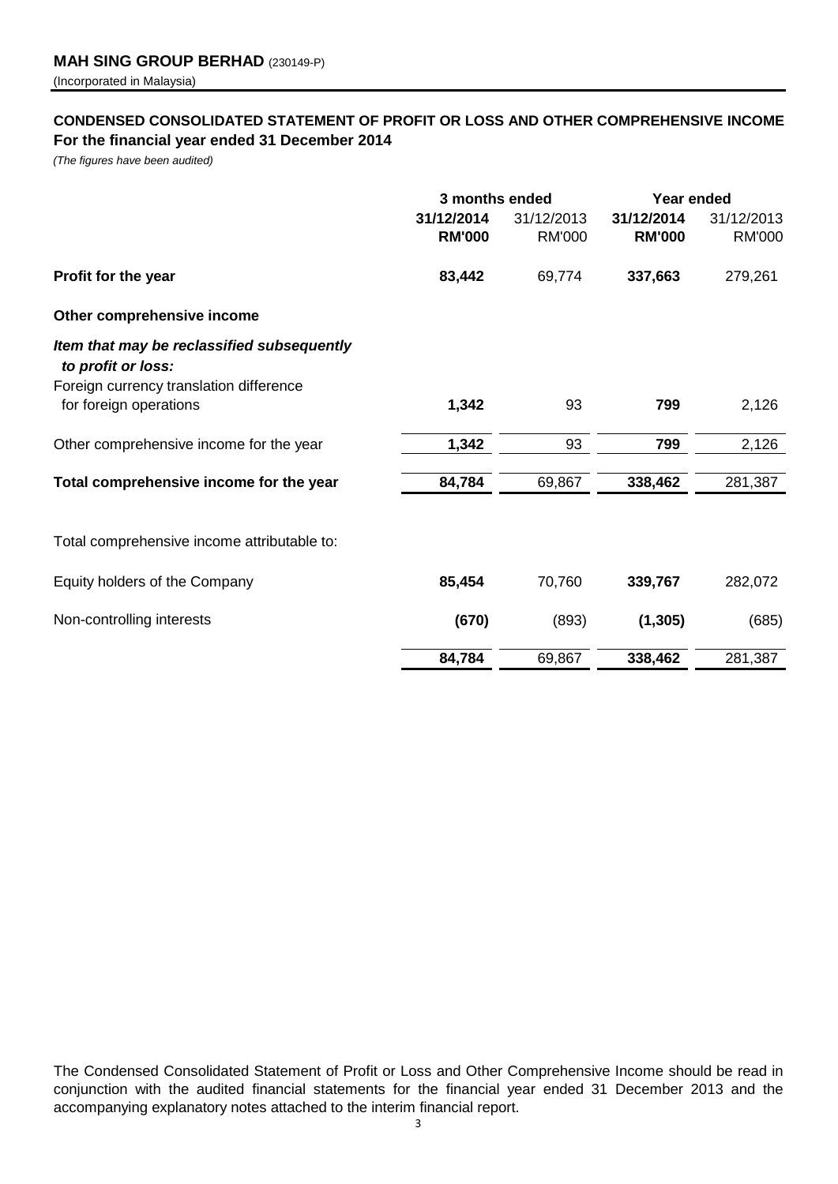**MAH SING GROUP BERHAD** (230149-P)
(Incorporated in Malaysia)

## CONDENSED CONSOLIDATED STATEMENT OF PROFIT OR LOSS AND OTHER COMPREHENSIVE INCOME
**For the financial year ended 31 December 2014**

*(The figures have been audited)*

| | 3 months ended | | Year ended | |
|---|---|---|---|---|
| | **31/12/2014** | 31/12/2013 | **31/12/2014** | 31/12/2013 |
| | **RM'000** | RM'000 | **RM'000** | RM'000 |
| **Profit for the year** | **83,442** | 69,774 | **337,663** | 279,261 |
| **Other comprehensive income** | | | | |
| ***Item that may be reclassified subsequently to profit or loss:*** | | | | |
| Foreign currency translation difference for foreign operations | **1,342** | 93 | **799** | 2,126 |
| Other comprehensive income for the year | **1,342** | 93 | **799** | 2,126 |
| **Total comprehensive income for the year** | **84,784** | 69,867 | **338,462** | 281,387 |
| Total comprehensive income attributable to: | | | | |
| Equity holders of the Company | **85,454** | 70,760 | **339,767** | 282,072 |
| Non-controlling interests | **(670)** | (893) | **(1,305)** | (685) |
| | **84,784** | 69,867 | **338,462** | 281,387 |

The Condensed Consolidated Statement of Profit or Loss and Other Comprehensive Income should be read in conjunction with the audited financial statements for the financial year ended 31 December 2013 and the accompanying explanatory notes attached to the interim financial report.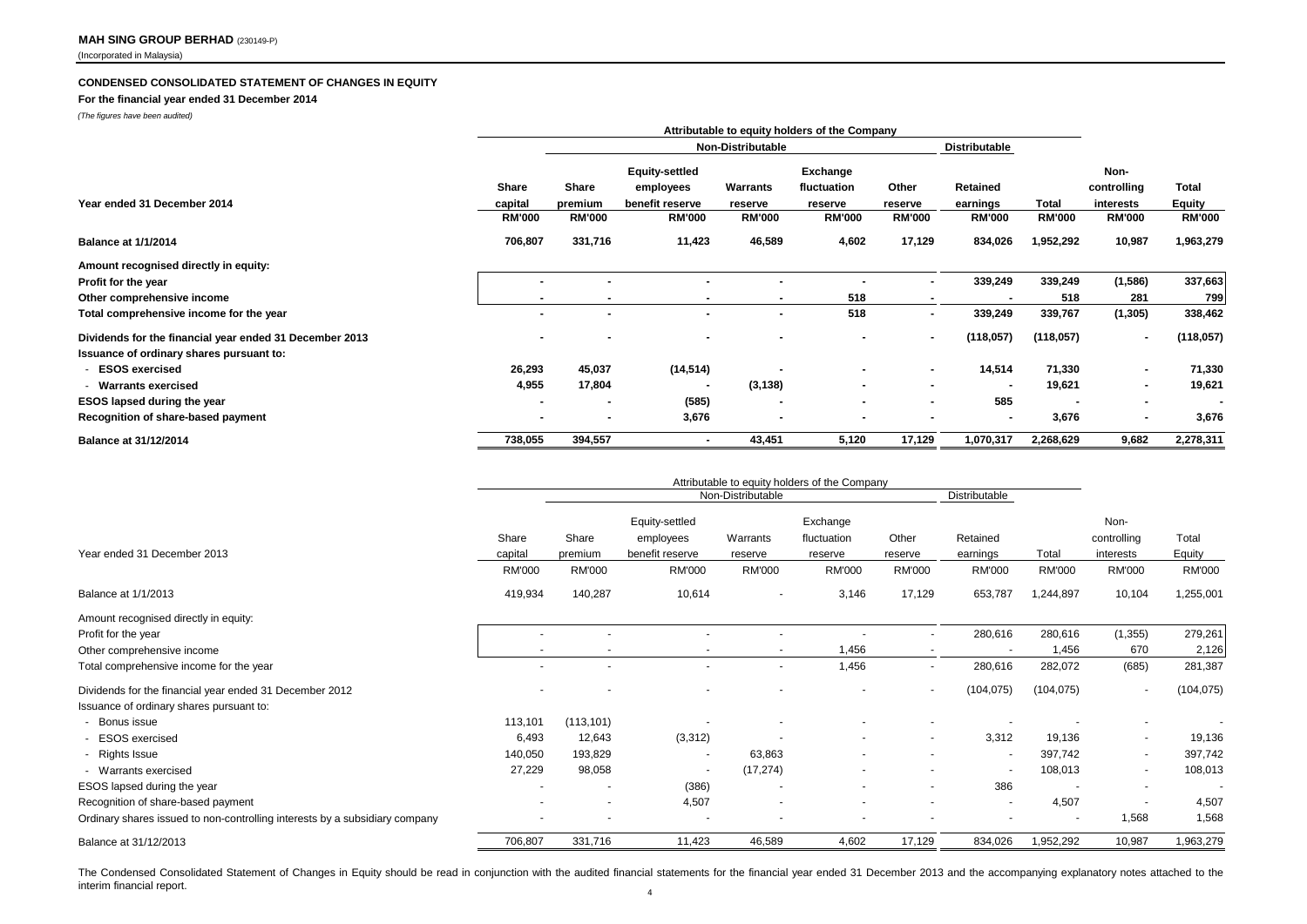**MAH SING GROUP BERHAD** (230149-P)
(Incorporated in Malaysia)

**CONDENSED CONSOLIDATED STATEMENT OF CHANGES IN EQUITY**

**For the financial year ended 31 December 2014**

*(The figures have been audited)*

| | Attributable to equity holders of the Company | | | | | | | | | |
|---|---|---|---|---|---|---|---|---|---|---|
| | | Non-Distributable | | | | | Distributable | | | |
| **Year ended 31 December 2014** | **Share capital** | **Share premium** | **Equity-settled employees benefit reserve** | **Warrants reserve** | **Exchange fluctuation reserve** | **Other reserve** | **Retained earnings** | **Total** | **Non-controlling interests** | **Total Equity** |
| | **RM'000** | **RM'000** | **RM'000** | **RM'000** | **RM'000** | **RM'000** | **RM'000** | **RM'000** | **RM'000** | **RM'000** |
| **Balance at 1/1/2014** | **706,807** | **331,716** | **11,423** | **46,589** | **4,602** | **17,129** | **834,026** | **1,952,292** | **10,987** | **1,963,279** |
| **Amount recognised directly in equity:** | | | | | | | | | | |
| **Profit for the year** | **-** | **-** | **-** | **-** | **-** | **-** | **339,249** | **339,249** | **(1,586)** | **337,663** |
| **Other comprehensive income** | **-** | **-** | **-** | **-** | **518** | **-** | **-** | **518** | **281** | **799** |
| **Total comprehensive income for the year** | **-** | **-** | **-** | **-** | **518** | **-** | **339,249** | **339,767** | **(1,305)** | **338,462** |
| **Dividends for the financial year ended 31 December 2013** | **-** | **-** | **-** | **-** | **-** | **-** | **(118,057)** | **(118,057)** | **-** | **(118,057)** |
| **Issuance of ordinary shares pursuant to:** | | | | | | | | | | |
| **- ESOS exercised** | **26,293** | **45,037** | **(14,514)** | **-** | **-** | **-** | **14,514** | **71,330** | **-** | **71,330** |
| **- Warrants exercised** | **4,955** | **17,804** | **-** | **(3,138)** | **-** | **-** | **-** | **19,621** | **-** | **19,621** |
| **ESOS lapsed during the year** | **-** | **-** | **(585)** | **-** | **-** | **-** | **585** | **-** | **-** | **-** |
| **Recognition of share-based payment** | **-** | **-** | **3,676** | **-** | **-** | **-** | **-** | **3,676** | **-** | **3,676** |
| **Balance at 31/12/2014** | **738,055** | **394,557** | **-** | **43,451** | **5,120** | **17,129** | **1,070,317** | **2,268,629** | **9,682** | **2,278,311** |

| | Attributable to equity holders of the Company | | | | | | | | | |
|---|---|---|---|---|---|---|---|---|---|---|
| | | Non-Distributable | | | | | Distributable | | | |
| Year ended 31 December 2013 | Share capital | Share premium | Equity-settled employees benefit reserve | Warrants reserve | Exchange fluctuation reserve | Other reserve | Retained earnings | Total | Non-controlling interests | Total Equity |
| | RM'000 | RM'000 | RM'000 | RM'000 | RM'000 | RM'000 | RM'000 | RM'000 | RM'000 | RM'000 |
| Balance at 1/1/2013 | 419,934 | 140,287 | 10,614 | - | 3,146 | 17,129 | 653,787 | 1,244,897 | 10,104 | 1,255,001 |
| Amount recognised directly in equity: | | | | | | | | | | |
| Profit for the year | - | - | - | - | - | - | 280,616 | 280,616 | (1,355) | 279,261 |
| Other comprehensive income | - | - | - | - | 1,456 | - | - | 1,456 | 670 | 2,126 |
| Total comprehensive income for the year | - | - | - | - | 1,456 | - | 280,616 | 282,072 | (685) | 281,387 |
| Dividends for the financial year ended 31 December 2012 | - | - | - | - | - | - | (104,075) | (104,075) | - | (104,075) |
| Issuance of ordinary shares pursuant to: | | | | | | | | | | |
| - Bonus issue | 113,101 | (113,101) | - | - | - | - | - | - | - | - |
| - ESOS exercised | 6,493 | 12,643 | (3,312) | - | - | - | 3,312 | 19,136 | - | 19,136 |
| - Rights Issue | 140,050 | 193,829 | - | 63,863 | - | - | - | 397,742 | - | 397,742 |
| - Warrants exercised | 27,229 | 98,058 | - | (17,274) | - | - | - | 108,013 | - | 108,013 |
| ESOS lapsed during the year | - | - | (386) | - | - | - | 386 | - | - | - |
| Recognition of share-based payment | - | - | 4,507 | - | - | - | - | 4,507 | - | 4,507 |
| Ordinary shares issued to non-controlling interests by a subsidiary company | - | - | - | - | - | - | - | - | 1,568 | 1,568 |
| Balance at 31/12/2013 | 706,807 | 331,716 | 11,423 | 46,589 | 4,602 | 17,129 | 834,026 | 1,952,292 | 10,987 | 1,963,279 |

The Condensed Consolidated Statement of Changes in Equity should be read in conjunction with the audited financial statements for the financial year ended 31 December 2013 and the accompanying explanatory notes attached to the interim financial report.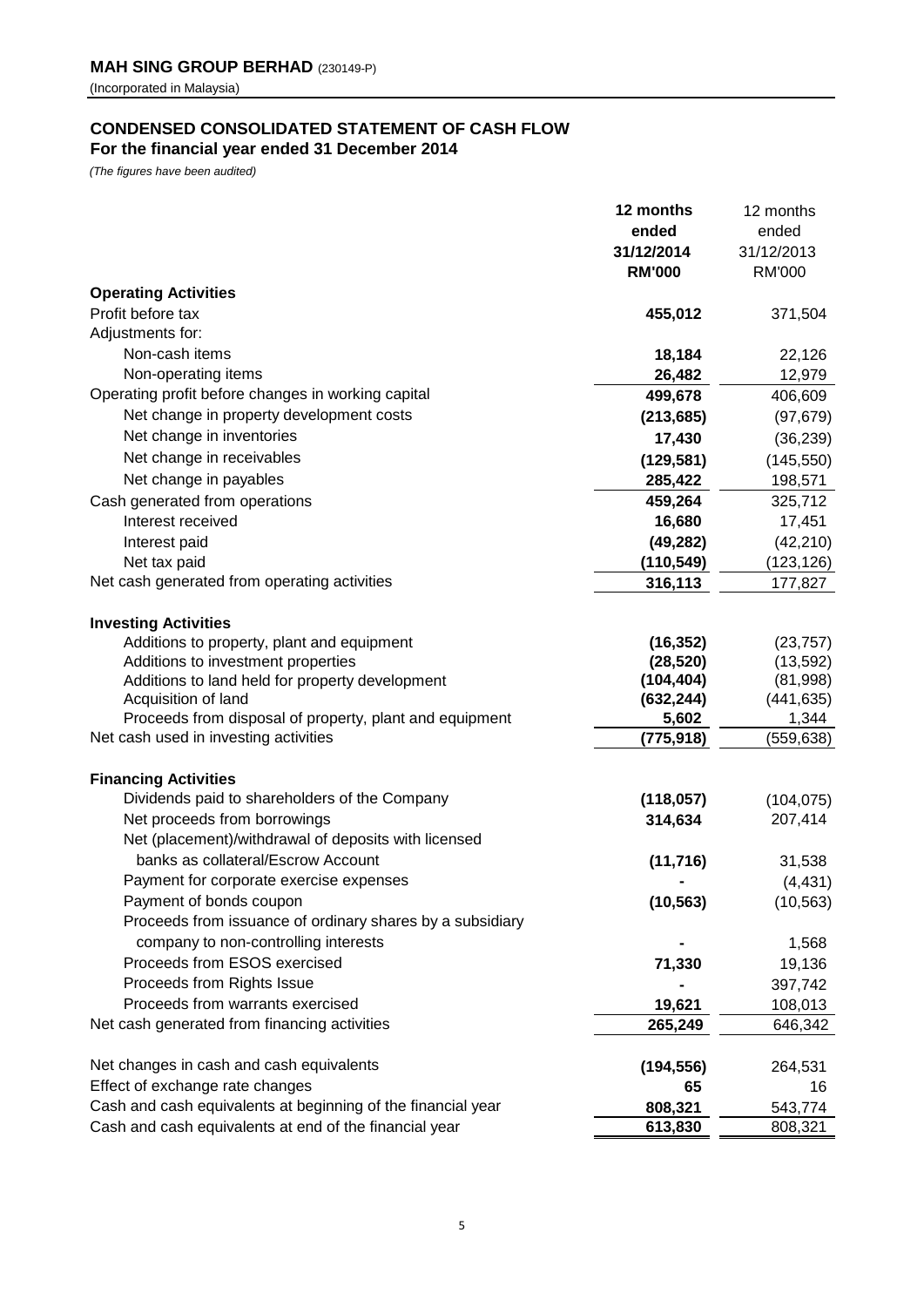**MAH SING GROUP BERHAD** (230149-P)
(Incorporated in Malaysia)

## CONDENSED CONSOLIDATED STATEMENT OF CASH FLOW
### For the financial year ended 31 December 2014

*(The figures have been audited)*

| | **12 months ended 31/12/2014 RM'000** | 12 months ended 31/12/2013 RM'000 |
|---|---|---|
| **Operating Activities** | | |
| Profit before tax | **455,012** | 371,504 |
| Adjustments for: | | |
| Non-cash items | **18,184** | 22,126 |
| Non-operating items | **26,482** | 12,979 |
| Operating profit before changes in working capital | **499,678** | 406,609 |
| Net change in property development costs | **(213,685)** | (97,679) |
| Net change in inventories | **17,430** | (36,239) |
| Net change in receivables | **(129,581)** | (145,550) |
| Net change in payables | **285,422** | 198,571 |
| Cash generated from operations | **459,264** | 325,712 |
| Interest received | **16,680** | 17,451 |
| Interest paid | **(49,282)** | (42,210) |
| Net tax paid | **(110,549)** | (123,126) |
| Net cash generated from operating activities | **316,113** | 177,827 |
| **Investing Activities** | | |
| Additions to property, plant and equipment | **(16,352)** | (23,757) |
| Additions to investment properties | **(28,520)** | (13,592) |
| Additions to land held for property development | **(104,404)** | (81,998) |
| Acquisition of land | **(632,244)** | (441,635) |
| Proceeds from disposal of property, plant and equipment | **5,602** | 1,344 |
| Net cash used in investing activities | **(775,918)** | (559,638) |
| **Financing Activities** | | |
| Dividends paid to shareholders of the Company | **(118,057)** | (104,075) |
| Net proceeds from borrowings | **314,634** | 207,414 |
| Net (placement)/withdrawal of deposits with licensed banks as collateral/Escrow Account | **(11,716)** | 31,538 |
| Payment for corporate exercise expenses | **-** | (4,431) |
| Payment of bonds coupon | **(10,563)** | (10,563) |
| Proceeds from issuance of ordinary shares by a subsidiary company to non-controlling interests | **-** | 1,568 |
| Proceeds from ESOS exercised | **71,330** | 19,136 |
| Proceeds from Rights Issue | **-** | 397,742 |
| Proceeds from warrants exercised | **19,621** | 108,013 |
| Net cash generated from financing activities | **265,249** | 646,342 |
| Net changes in cash and cash equivalents | **(194,556)** | 264,531 |
| Effect of exchange rate changes | **65** | 16 |
| Cash and cash equivalents at beginning of the financial year | **808,321** | 543,774 |
| Cash and cash equivalents at end of the financial year | **613,830** | 808,321 |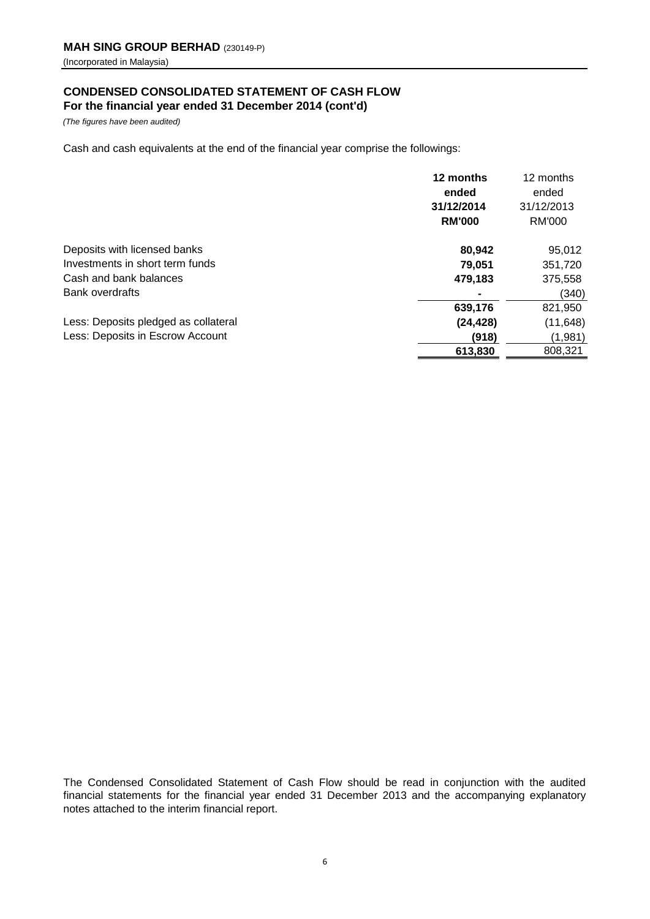**MAH SING GROUP BERHAD** (230149-P)
(Incorporated in Malaysia)

## CONDENSED CONSOLIDATED STATEMENT OF CASH FLOW
**For the financial year ended 31 December 2014 (cont'd)**

*(The figures have been audited)*

Cash and cash equivalents at the end of the financial year comprise the followings:

| | **12 months ended 31/12/2014 RM'000** | 12 months ended 31/12/2013 RM'000 |
|---|---|---|
| Deposits with licensed banks | **80,942** | 95,012 |
| Investments in short term funds | **79,051** | 351,720 |
| Cash and bank balances | **479,183** | 375,558 |
| Bank overdrafts | **-** | (340) |
| | **639,176** | 821,950 |
| Less: Deposits pledged as collateral | **(24,428)** | (11,648) |
| Less: Deposits in Escrow Account | **(918)** | (1,981) |
| | **613,830** | 808,321 |

The Condensed Consolidated Statement of Cash Flow should be read in conjunction with the audited financial statements for the financial year ended 31 December 2013 and the accompanying explanatory notes attached to the interim financial report.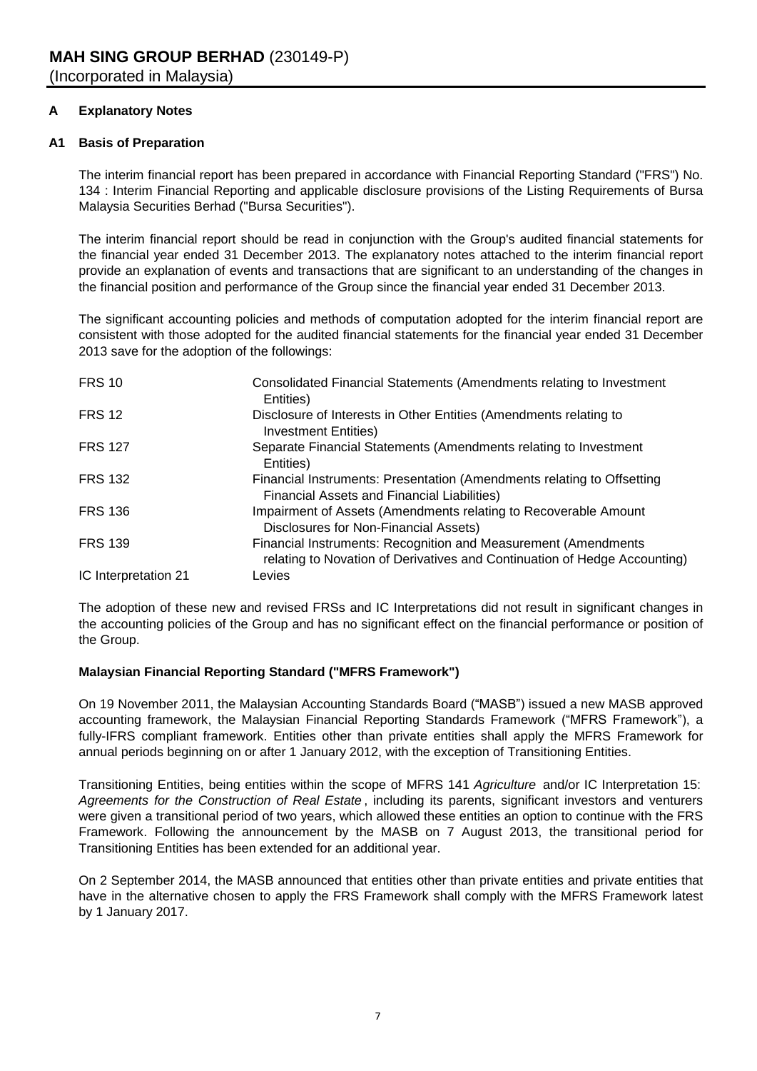**MAH SING GROUP BERHAD** (230149-P)
(Incorporated in Malaysia)

## A Explanatory Notes

### A1 Basis of Preparation

The interim financial report has been prepared in accordance with Financial Reporting Standard ("FRS") No. 134 : Interim Financial Reporting and applicable disclosure provisions of the Listing Requirements of Bursa Malaysia Securities Berhad ("Bursa Securities").

The interim financial report should be read in conjunction with the Group's audited financial statements for the financial year ended 31 December 2013. The explanatory notes attached to the interim financial report provide an explanation of events and transactions that are significant to an understanding of the changes in the financial position and performance of the Group since the financial year ended 31 December 2013.

The significant accounting policies and methods of computation adopted for the interim financial report are consistent with those adopted for the audited financial statements for the financial year ended 31 December 2013 save for the adoption of the followings:

| | |
|---|---|
| FRS 10 | Consolidated Financial Statements (Amendments relating to Investment Entities) |
| FRS 12 | Disclosure of Interests in Other Entities (Amendments relating to Investment Entities) |
| FRS 127 | Separate Financial Statements (Amendments relating to Investment Entities) |
| FRS 132 | Financial Instruments: Presentation (Amendments relating to Offsetting Financial Assets and Financial Liabilities) |
| FRS 136 | Impairment of Assets (Amendments relating to Recoverable Amount Disclosures for Non-Financial Assets) |
| FRS 139 | Financial Instruments: Recognition and Measurement (Amendments relating to Novation of Derivatives and Continuation of Hedge Accounting) |
| IC Interpretation 21 | Levies |

The adoption of these new and revised FRSs and IC Interpretations did not result in significant changes in the accounting policies of the Group and has no significant effect on the financial performance or position of the Group.

**Malaysian Financial Reporting Standard ("MFRS Framework")**

On 19 November 2011, the Malaysian Accounting Standards Board ("MASB") issued a new MASB approved accounting framework, the Malaysian Financial Reporting Standards Framework ("MFRS Framework"), a fully-IFRS compliant framework. Entities other than private entities shall apply the MFRS Framework for annual periods beginning on or after 1 January 2012, with the exception of Transitioning Entities.

Transitioning Entities, being entities within the scope of MFRS 141 *Agriculture* and/or IC Interpretation 15: *Agreements for the Construction of Real Estate*, including its parents, significant investors and venturers were given a transitional period of two years, which allowed these entities an option to continue with the FRS Framework. Following the announcement by the MASB on 7 August 2013, the transitional period for Transitioning Entities has been extended for an additional year.

On 2 September 2014, the MASB announced that entities other than private entities and private entities that have in the alternative chosen to apply the FRS Framework shall comply with the MFRS Framework latest by 1 January 2017.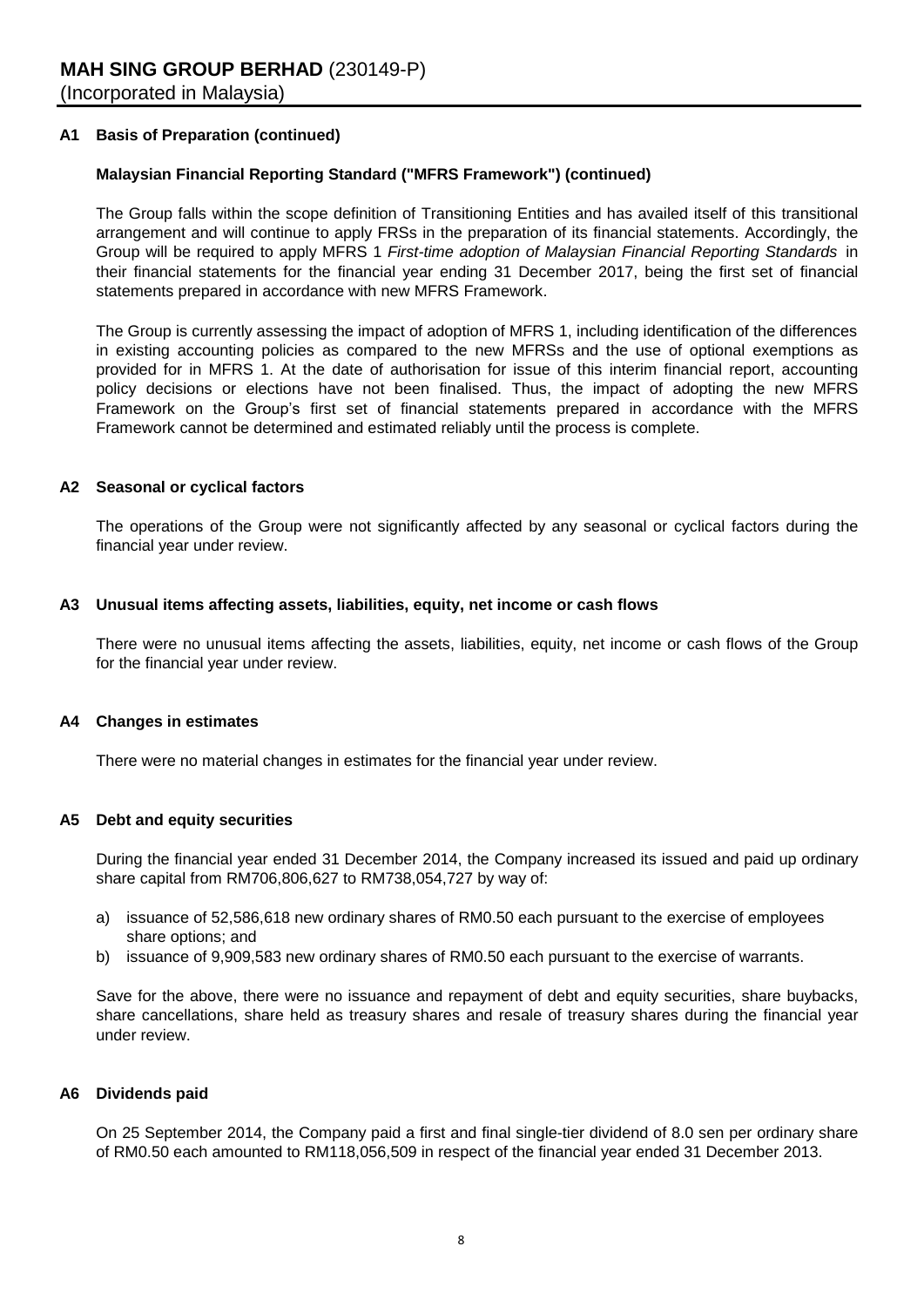### A1 Basis of Preparation (continued)

#### Malaysian Financial Reporting Standard ("MFRS Framework") (continued)

The Group falls within the scope definition of Transitioning Entities and has availed itself of this transitional arrangement and will continue to apply FRSs in the preparation of its financial statements. Accordingly, the Group will be required to apply MFRS 1 *First-time adoption of Malaysian Financial Reporting Standards* in their financial statements for the financial year ending 31 December 2017, being the first set of financial statements prepared in accordance with new MFRS Framework.

The Group is currently assessing the impact of adoption of MFRS 1, including identification of the differences in existing accounting policies as compared to the new MFRSs and the use of optional exemptions as provided for in MFRS 1. At the date of authorisation for issue of this interim financial report, accounting policy decisions or elections have not been finalised. Thus, the impact of adopting the new MFRS Framework on the Group's first set of financial statements prepared in accordance with the MFRS Framework cannot be determined and estimated reliably until the process is complete.

### A2 Seasonal or cyclical factors

The operations of the Group were not significantly affected by any seasonal or cyclical factors during the financial year under review.

### A3 Unusual items affecting assets, liabilities, equity, net income or cash flows

There were no unusual items affecting the assets, liabilities, equity, net income or cash flows of the Group for the financial year under review.

### A4 Changes in estimates

There were no material changes in estimates for the financial year under review.

### A5 Debt and equity securities

During the financial year ended 31 December 2014, the Company increased its issued and paid up ordinary share capital from RM706,806,627 to RM738,054,727 by way of:

a) issuance of 52,586,618 new ordinary shares of RM0.50 each pursuant to the exercise of employees share options; and
b) issuance of 9,909,583 new ordinary shares of RM0.50 each pursuant to the exercise of warrants.

Save for the above, there were no issuance and repayment of debt and equity securities, share buybacks, share cancellations, share held as treasury shares and resale of treasury shares during the financial year under review.

### A6 Dividends paid

On 25 September 2014, the Company paid a first and final single-tier dividend of 8.0 sen per ordinary share of RM0.50 each amounted to RM118,056,509 in respect of the financial year ended 31 December 2013.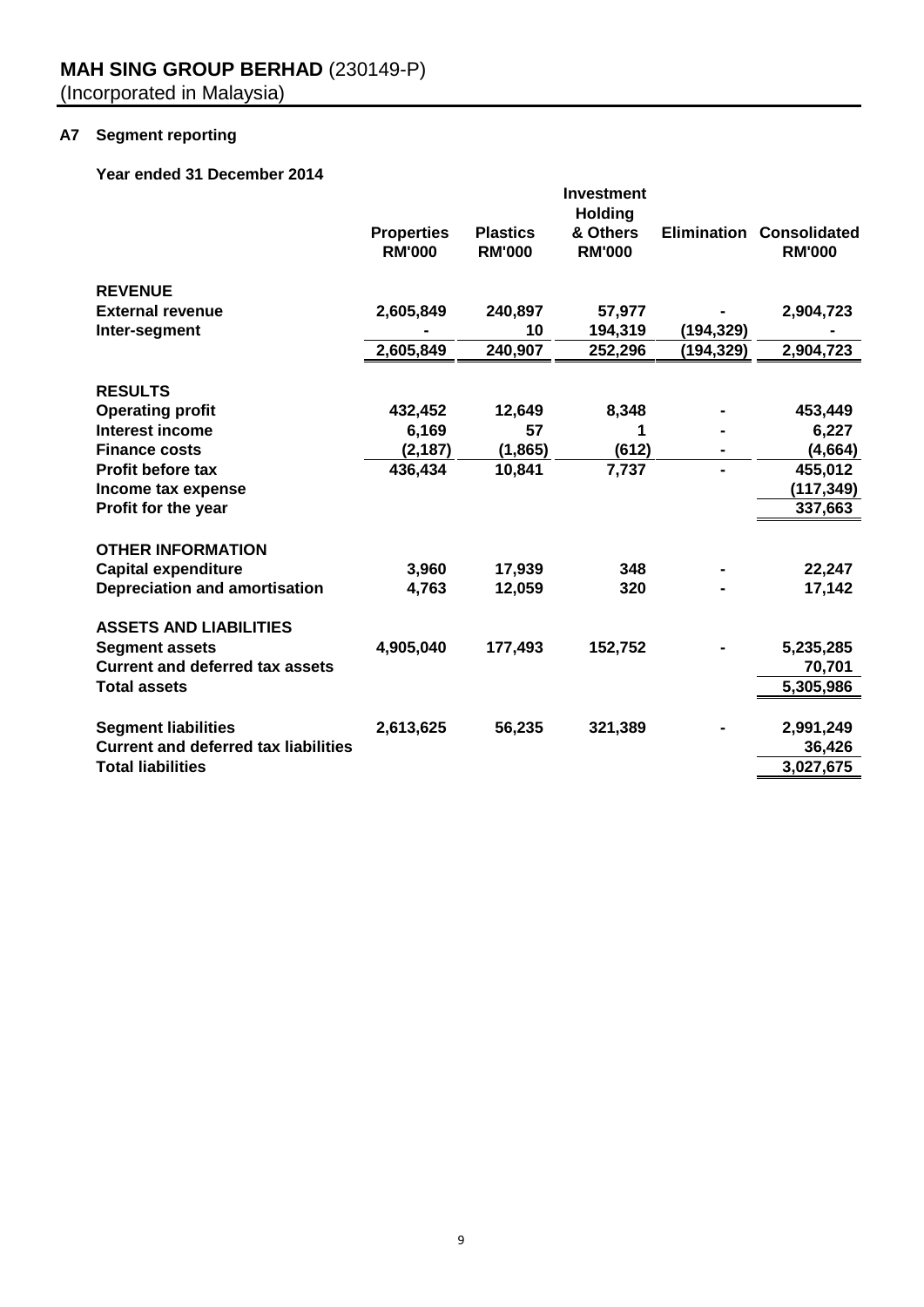# MAH SING GROUP BERHAD (230149-P)
(Incorporated in Malaysia)

## A7 Segment reporting

**Year ended 31 December 2014**

| | Properties RM'000 | Plastics RM'000 | Investment Holding & Others RM'000 | Elimination | Consolidated RM'000 |
|---|---|---|---|---|---|
| **REVENUE** | | | | | |
| **External revenue** | 2,605,849 | 240,897 | 57,977 | - | 2,904,723 |
| **Inter-segment** | - | 10 | 194,319 | (194,329) | - |
| | 2,605,849 | 240,907 | 252,296 | (194,329) | 2,904,723 |
| **RESULTS** | | | | | |
| **Operating profit** | 432,452 | 12,649 | 8,348 | - | 453,449 |
| **Interest income** | 6,169 | 57 | 1 | - | 6,227 |
| **Finance costs** | (2,187) | (1,865) | (612) | - | (4,664) |
| **Profit before tax** | 436,434 | 10,841 | 7,737 | - | 455,012 |
| **Income tax expense** | | | | | (117,349) |
| **Profit for the year** | | | | | 337,663 |
| **OTHER INFORMATION** | | | | | |
| **Capital expenditure** | 3,960 | 17,939 | 348 | - | 22,247 |
| **Depreciation and amortisation** | 4,763 | 12,059 | 320 | - | 17,142 |
| **ASSETS AND LIABILITIES** | | | | | |
| **Segment assets** | 4,905,040 | 177,493 | 152,752 | - | 5,235,285 |
| **Current and deferred tax assets** | | | | | 70,701 |
| **Total assets** | | | | | 5,305,986 |
| **Segment liabilities** | 2,613,625 | 56,235 | 321,389 | - | 2,991,249 |
| **Current and deferred tax liabilities** | | | | | 36,426 |
| **Total liabilities** | | | | | 3,027,675 |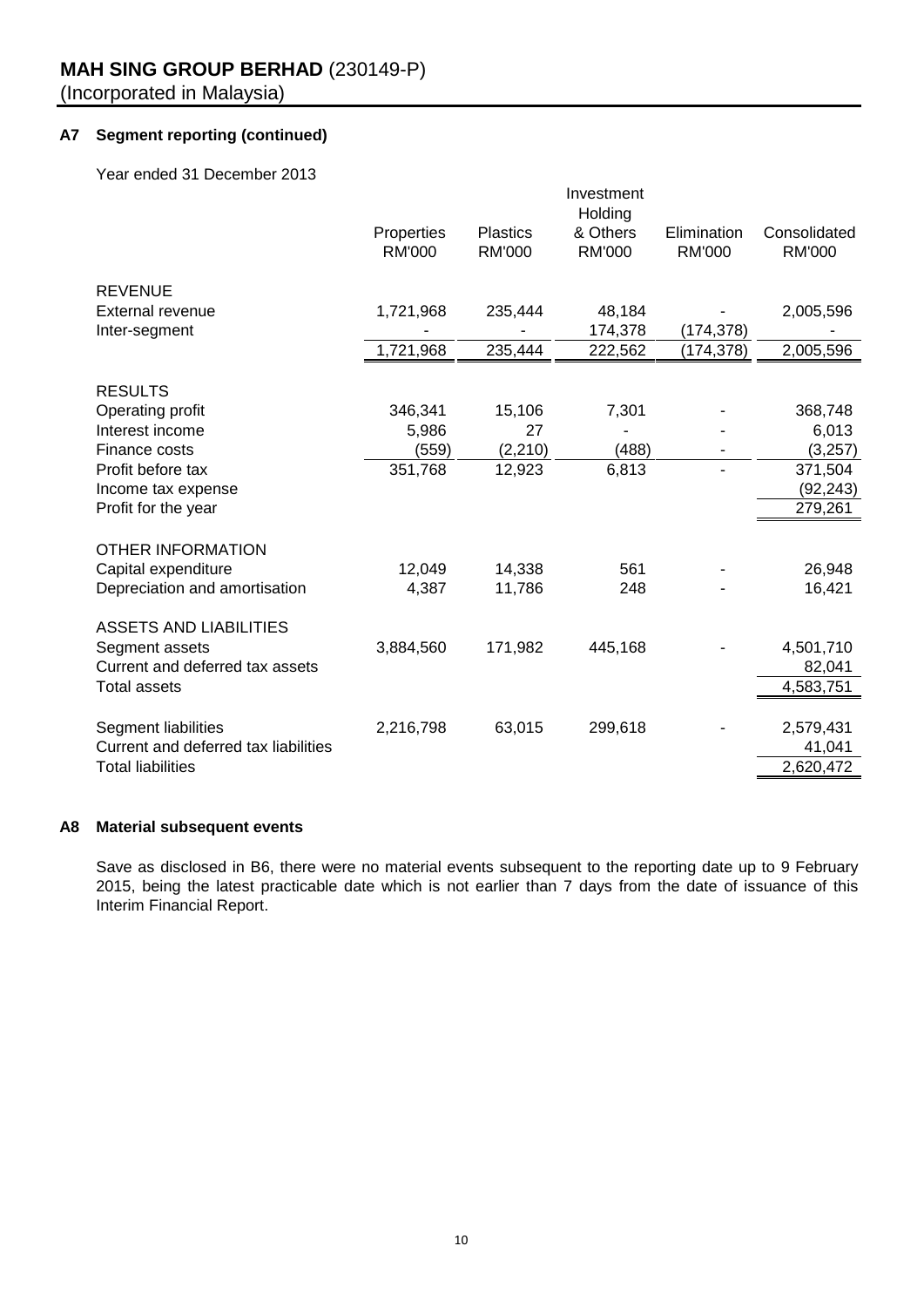**MAH SING GROUP BERHAD** (230149-P)
(Incorporated in Malaysia)

### A7 Segment reporting (continued)

Year ended 31 December 2013

| | Properties RM'000 | Plastics RM'000 | Investment Holding & Others RM'000 | Elimination RM'000 | Consolidated RM'000 |
|---|---|---|---|---|---|
| **REVENUE** | | | | | |
| External revenue | 1,721,968 | 235,444 | 48,184 | - | 2,005,596 |
| Inter-segment | - | - | 174,378 | (174,378) | - |
| | 1,721,968 | 235,444 | 222,562 | (174,378) | 2,005,596 |
| **RESULTS** | | | | | |
| Operating profit | 346,341 | 15,106 | 7,301 | - | 368,748 |
| Interest income | 5,986 | 27 | - | - | 6,013 |
| Finance costs | (559) | (2,210) | (488) | - | (3,257) |
| Profit before tax | 351,768 | 12,923 | 6,813 | - | 371,504 |
| Income tax expense | | | | | (92,243) |
| Profit for the year | | | | | 279,261 |
| **OTHER INFORMATION** | | | | | |
| Capital expenditure | 12,049 | 14,338 | 561 | - | 26,948 |
| Depreciation and amortisation | 4,387 | 11,786 | 248 | - | 16,421 |
| **ASSETS AND LIABILITIES** | | | | | |
| Segment assets | 3,884,560 | 171,982 | 445,168 | - | 4,501,710 |
| Current and deferred tax assets | | | | | 82,041 |
| Total assets | | | | | 4,583,751 |
| Segment liabilities | 2,216,798 | 63,015 | 299,618 | - | 2,579,431 |
| Current and deferred tax liabilities | | | | | 41,041 |
| Total liabilities | | | | | 2,620,472 |

### A8 Material subsequent events

Save as disclosed in B6, there were no material events subsequent to the reporting date up to 9 February 2015, being the latest practicable date which is not earlier than 7 days from the date of issuance of this Interim Financial Report.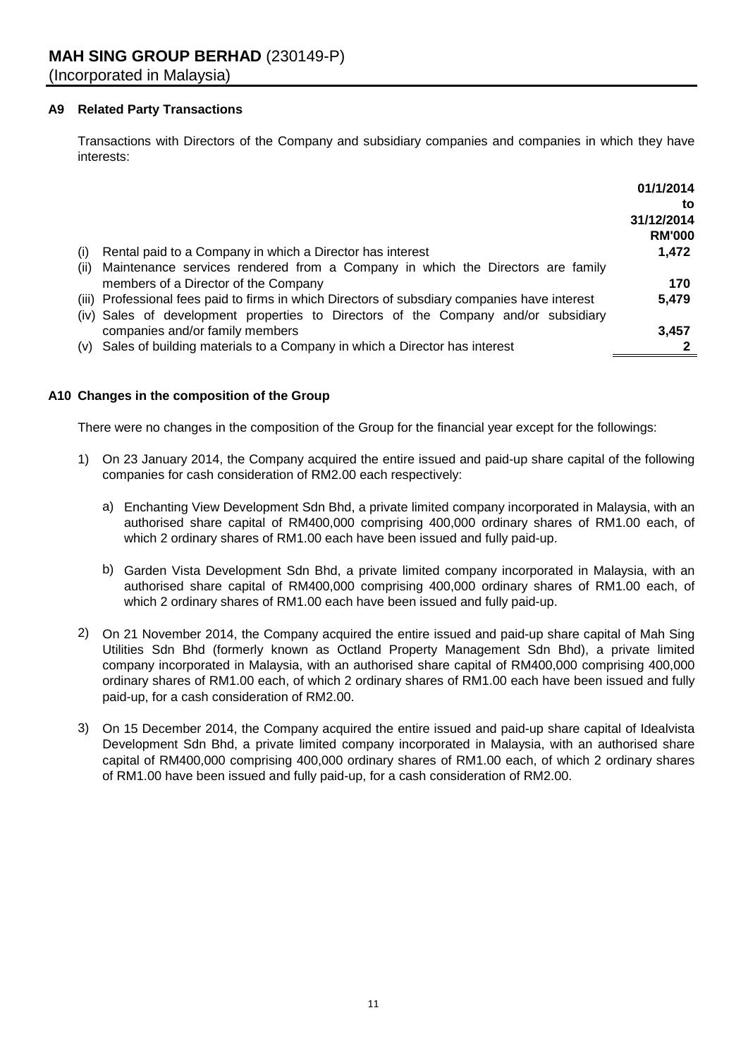MAH SING GROUP BERHAD (230149-P)
(Incorporated in Malaysia)

## A9 Related Party Transactions

Transactions with Directors of the Company and subsidiary companies and companies in which they have interests:

| | | 01/1/2014 to 31/12/2014 RM'000 |
|---|---|---|
| (i) | Rental paid to a Company in which a Director has interest | 1,472 |
| (ii) | Maintenance services rendered from a Company in which the Directors are family members of a Director of the Company | 170 |
| (iii) | Professional fees paid to firms in which Directors of subsdiary companies have interest | 5,479 |
| (iv) | Sales of development properties to Directors of the Company and/or subsidiary companies and/or family members | 3,457 |
| (v) | Sales of building materials to a Company in which a Director has interest | 2 |

## A10 Changes in the composition of the Group

There were no changes in the composition of the Group for the financial year except for the followings:

1) On 23 January 2014, the Company acquired the entire issued and paid-up share capital of the following companies for cash consideration of RM2.00 each respectively:

   a) Enchanting View Development Sdn Bhd, a private limited company incorporated in Malaysia, with an authorised share capital of RM400,000 comprising 400,000 ordinary shares of RM1.00 each, of which 2 ordinary shares of RM1.00 each have been issued and fully paid-up.

   b) Garden Vista Development Sdn Bhd, a private limited company incorporated in Malaysia, with an authorised share capital of RM400,000 comprising 400,000 ordinary shares of RM1.00 each, of which 2 ordinary shares of RM1.00 each have been issued and fully paid-up.

2) On 21 November 2014, the Company acquired the entire issued and paid-up share capital of Mah Sing Utilities Sdn Bhd (formerly known as Octland Property Management Sdn Bhd), a private limited company incorporated in Malaysia, with an authorised share capital of RM400,000 comprising 400,000 ordinary shares of RM1.00 each, of which 2 ordinary shares of RM1.00 each have been issued and fully paid-up, for a cash consideration of RM2.00.

3) On 15 December 2014, the Company acquired the entire issued and paid-up share capital of Idealvista Development Sdn Bhd, a private limited company incorporated in Malaysia, with an authorised share capital of RM400,000 comprising 400,000 ordinary shares of RM1.00 each, of which 2 ordinary shares of RM1.00 have been issued and fully paid-up, for a cash consideration of RM2.00.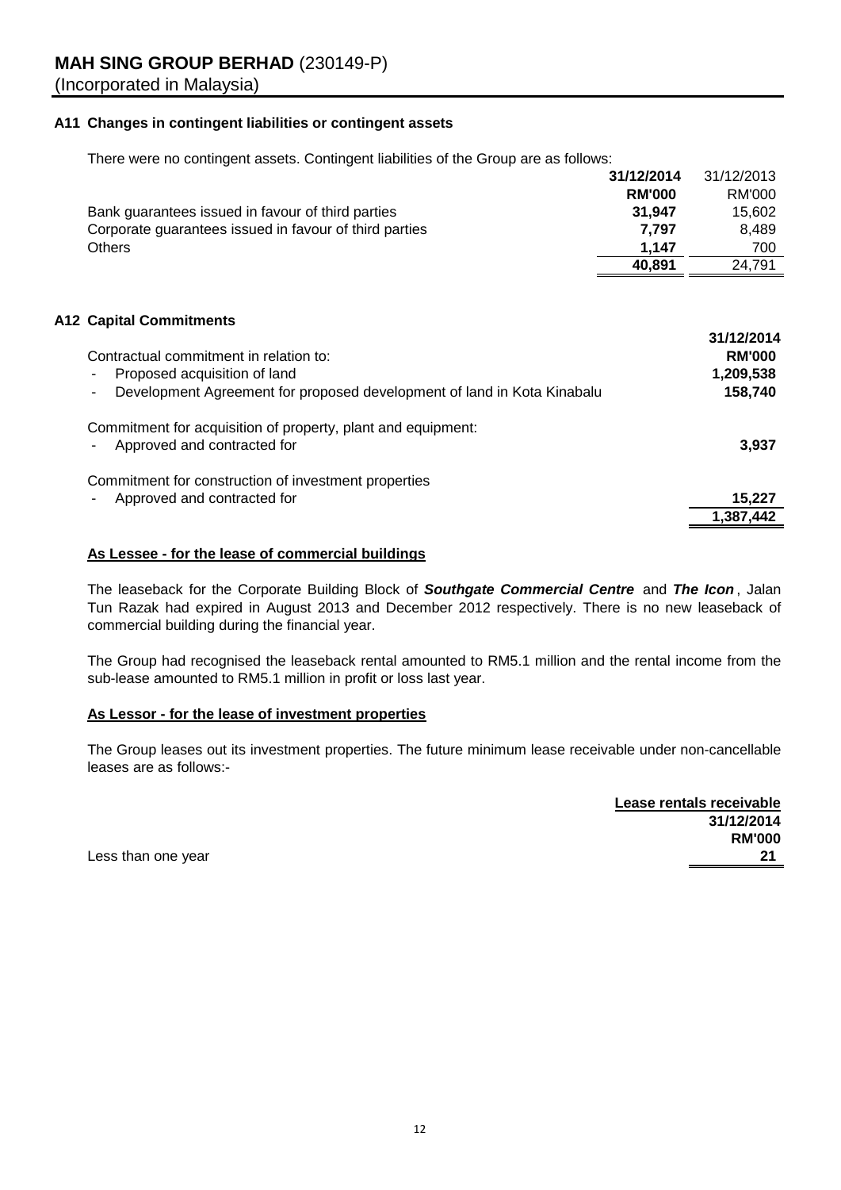**MAH SING GROUP BERHAD** (230149-P)
(Incorporated in Malaysia)

### A11 Changes in contingent liabilities or contingent assets

There were no contingent assets. Contingent liabilities of the Group are as follows:

| | 31/12/2014 | 31/12/2013 |
|---|---|---|
| | RM'000 | RM'000 |
| Bank guarantees issued in favour of third parties | 31,947 | 15,602 |
| Corporate guarantees issued in favour of third parties | 7,797 | 8,489 |
| Others | 1,147 | 700 |
| | 40,891 | 24,791 |

### A12 Capital Commitments

| | 31/12/2014 |
|---|---|
| Contractual commitment in relation to: | RM'000 |
| - Proposed acquisition of land | 1,209,538 |
| - Development Agreement for proposed development of land in Kota Kinabalu | 158,740 |
| Commitment for acquisition of property, plant and equipment: | |
| - Approved and contracted for | 3,937 |
| Commitment for construction of investment properties | |
| - Approved and contracted for | 15,227 |
| | 1,387,442 |

**As Lessee - for the lease of commercial buildings**

The leaseback for the Corporate Building Block of ***Southgate Commercial Centre*** and ***The Icon***, Jalan Tun Razak had expired in August 2013 and December 2012 respectively. There is no new leaseback of commercial building during the financial year.

The Group had recognised the leaseback rental amounted to RM5.1 million and the rental income from the sub-lease amounted to RM5.1 million in profit or loss last year.

**As Lessor - for the lease of investment properties**

The Group leases out its investment properties. The future minimum lease receivable under non-cancellable leases are as follows:-

| | Lease rentals receivable |
|---|---|
| | 31/12/2014 |
| | RM'000 |
| Less than one year | 21 |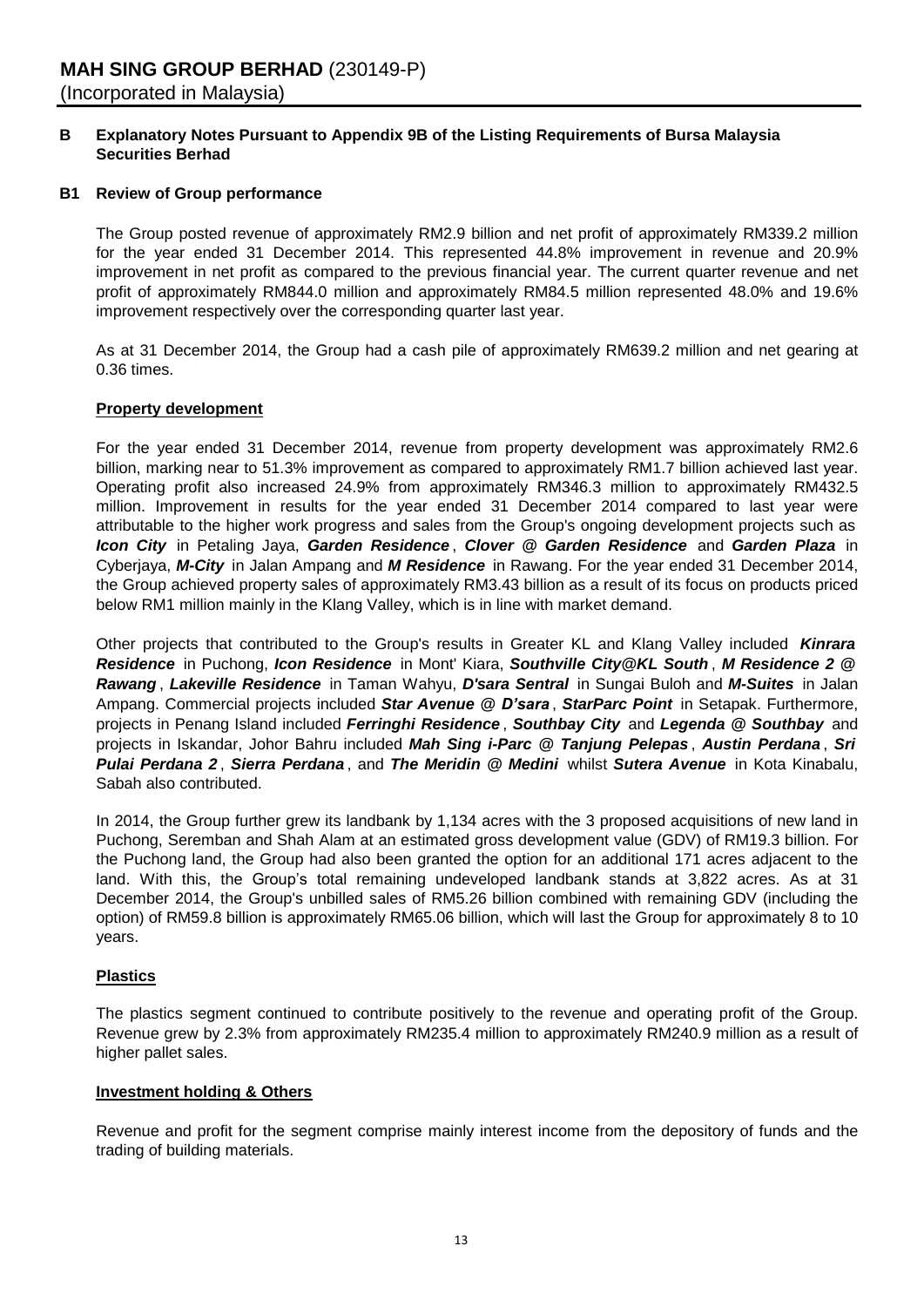**MAH SING GROUP BERHAD** (230149-P)
(Incorporated in Malaysia)

## B Explanatory Notes Pursuant to Appendix 9B of the Listing Requirements of Bursa Malaysia Securities Berhad

### B1 Review of Group performance

The Group posted revenue of approximately RM2.9 billion and net profit of approximately RM339.2 million for the year ended 31 December 2014. This represented 44.8% improvement in revenue and 20.9% improvement in net profit as compared to the previous financial year. The current quarter revenue and net profit of approximately RM844.0 million and approximately RM84.5 million represented 48.0% and 19.6% improvement respectively over the corresponding quarter last year.

As at 31 December 2014, the Group had a cash pile of approximately RM639.2 million and net gearing at 0.36 times.

**Property development**

For the year ended 31 December 2014, revenue from property development was approximately RM2.6 billion, marking near to 51.3% improvement as compared to approximately RM1.7 billion achieved last year. Operating profit also increased 24.9% from approximately RM346.3 million to approximately RM432.5 million. Improvement in results for the year ended 31 December 2014 compared to last year were attributable to the higher work progress and sales from the Group's ongoing development projects such as ***Icon City*** in Petaling Jaya, ***Garden Residence***, ***Clover @ Garden Residence*** and ***Garden Plaza*** in Cyberjaya, ***M-City*** in Jalan Ampang and ***M Residence*** in Rawang. For the year ended 31 December 2014, the Group achieved property sales of approximately RM3.43 billion as a result of its focus on products priced below RM1 million mainly in the Klang Valley, which is in line with market demand.

Other projects that contributed to the Group's results in Greater KL and Klang Valley included ***Kinrara Residence*** in Puchong, ***Icon Residence*** in Mont' Kiara, ***Southville City@KL South***, ***M Residence 2 @ Rawang***, ***Lakeville Residence*** in Taman Wahyu, ***D'sara Sentral*** in Sungai Buloh and ***M-Suites*** in Jalan Ampang. Commercial projects included ***Star Avenue @ D'sara***, ***StarParc Point*** in Setapak. Furthermore, projects in Penang Island included ***Ferringhi Residence***, ***Southbay City*** and ***Legenda @ Southbay*** and projects in Iskandar, Johor Bahru included ***Mah Sing i-Parc @ Tanjung Pelepas***, ***Austin Perdana***, ***Sri Pulai Perdana 2***, ***Sierra Perdana***, and ***The Meridin @ Medini*** whilst ***Sutera Avenue*** in Kota Kinabalu, Sabah also contributed.

In 2014, the Group further grew its landbank by 1,134 acres with the 3 proposed acquisitions of new land in Puchong, Seremban and Shah Alam at an estimated gross development value (GDV) of RM19.3 billion. For the Puchong land, the Group had also been granted the option for an additional 171 acres adjacent to the land. With this, the Group's total remaining undeveloped landbank stands at 3,822 acres. As at 31 December 2014, the Group's unbilled sales of RM5.26 billion combined with remaining GDV (including the option) of RM59.8 billion is approximately RM65.06 billion, which will last the Group for approximately 8 to 10 years.

**Plastics**

The plastics segment continued to contribute positively to the revenue and operating profit of the Group. Revenue grew by 2.3% from approximately RM235.4 million to approximately RM240.9 million as a result of higher pallet sales.

**Investment holding & Others**

Revenue and profit for the segment comprise mainly interest income from the depository of funds and the trading of building materials.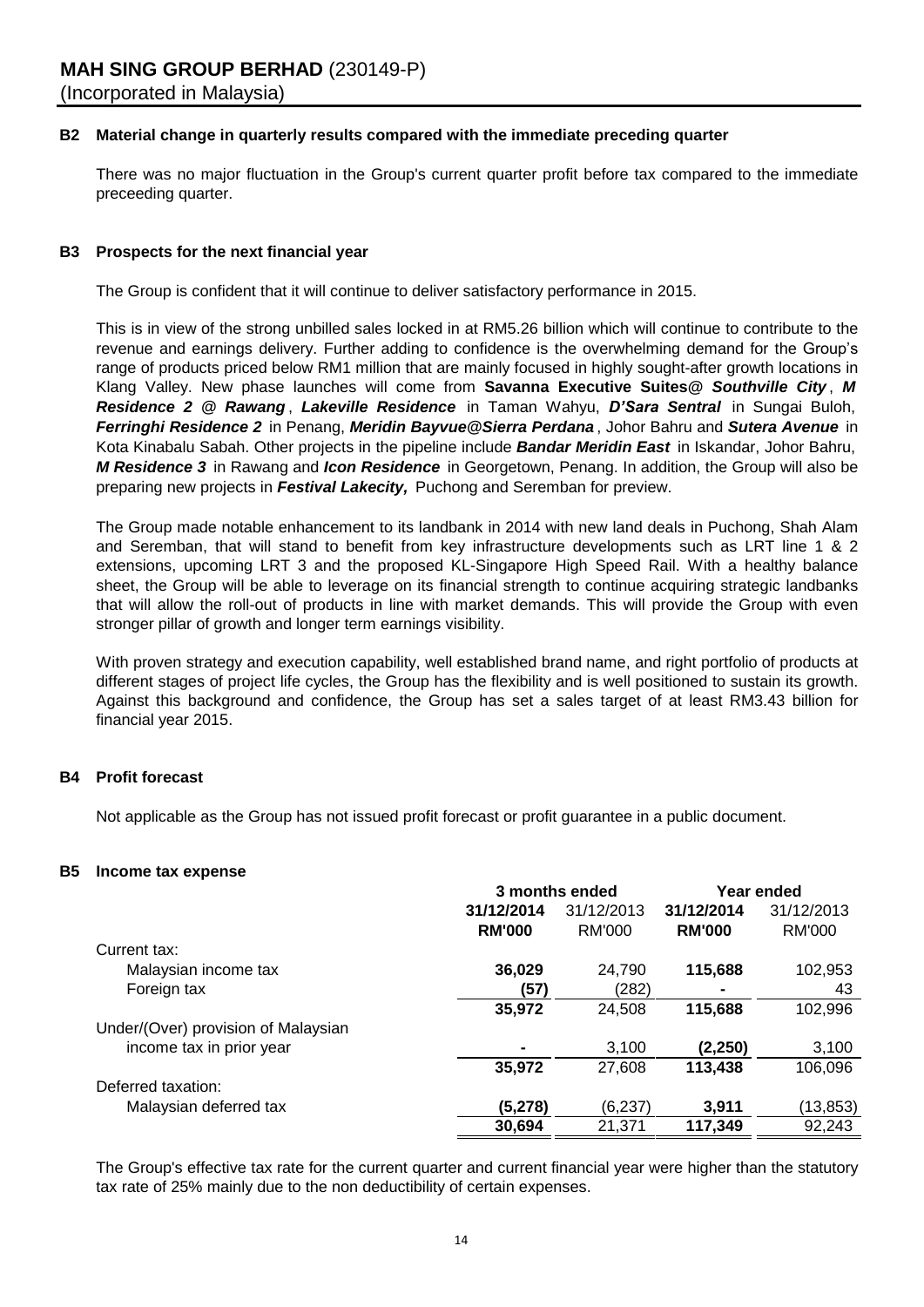**MAH SING GROUP BERHAD** (230149-P)
(Incorporated in Malaysia)

### B2 Material change in quarterly results compared with the immediate preceding quarter

There was no major fluctuation in the Group's current quarter profit before tax compared to the immediate preceeding quarter.

### B3 Prospects for the next financial year

The Group is confident that it will continue to deliver satisfactory performance in 2015.

This is in view of the strong unbilled sales locked in at RM5.26 billion which will continue to contribute to the revenue and earnings delivery. Further adding to confidence is the overwhelming demand for the Group's range of products priced below RM1 million that are mainly focused in highly sought-after growth locations in Klang Valley. New phase launches will come from **Savanna Executive Suites@ *Southville City***, ***M Residence 2 @ Rawang***, ***Lakeville Residence*** in Taman Wahyu, ***D'Sara Sentral*** in Sungai Buloh, ***Ferringhi Residence 2*** in Penang, ***Meridin Bayvue@Sierra Perdana***, Johor Bahru and ***Sutera Avenue*** in Kota Kinabalu Sabah. Other projects in the pipeline include ***Bandar Meridin East*** in Iskandar, Johor Bahru, ***M Residence 3*** in Rawang and ***Icon Residence*** in Georgetown, Penang. In addition, the Group will also be preparing new projects in ***Festival Lakecity,*** Puchong and Seremban for preview.

The Group made notable enhancement to its landbank in 2014 with new land deals in Puchong, Shah Alam and Seremban, that will stand to benefit from key infrastructure developments such as LRT line 1 & 2 extensions, upcoming LRT 3 and the proposed KL-Singapore High Speed Rail. With a healthy balance sheet, the Group will be able to leverage on its financial strength to continue acquiring strategic landbanks that will allow the roll-out of products in line with market demands. This will provide the Group with even stronger pillar of growth and longer term earnings visibility.

With proven strategy and execution capability, well established brand name, and right portfolio of products at different stages of project life cycles, the Group has the flexibility and is well positioned to sustain its growth. Against this background and confidence, the Group has set a sales target of at least RM3.43 billion for financial year 2015.

### B4 Profit forecast

Not applicable as the Group has not issued profit forecast or profit guarantee in a public document.

### B5 Income tax expense

| | **3 months ended** | | **Year ended** | |
|---|---|---|---|---|
| | **31/12/2014** | 31/12/2013 | **31/12/2014** | 31/12/2013 |
| | **RM'000** | RM'000 | **RM'000** | RM'000 |
| Current tax: | | | | |
| Malaysian income tax | **36,029** | 24,790 | **115,688** | 102,953 |
| Foreign tax | **(57)** | (282) | **-** | 43 |
| | **35,972** | 24,508 | **115,688** | 102,996 |
| Under/(Over) provision of Malaysian income tax in prior year | **-** | 3,100 | **(2,250)** | 3,100 |
| | **35,972** | 27,608 | **113,438** | 106,096 |
| Deferred taxation: | | | | |
| Malaysian deferred tax | **(5,278)** | (6,237) | **3,911** | (13,853) |
| | **30,694** | 21,371 | **117,349** | 92,243 |

The Group's effective tax rate for the current quarter and current financial year were higher than the statutory tax rate of 25% mainly due to the non deductibility of certain expenses.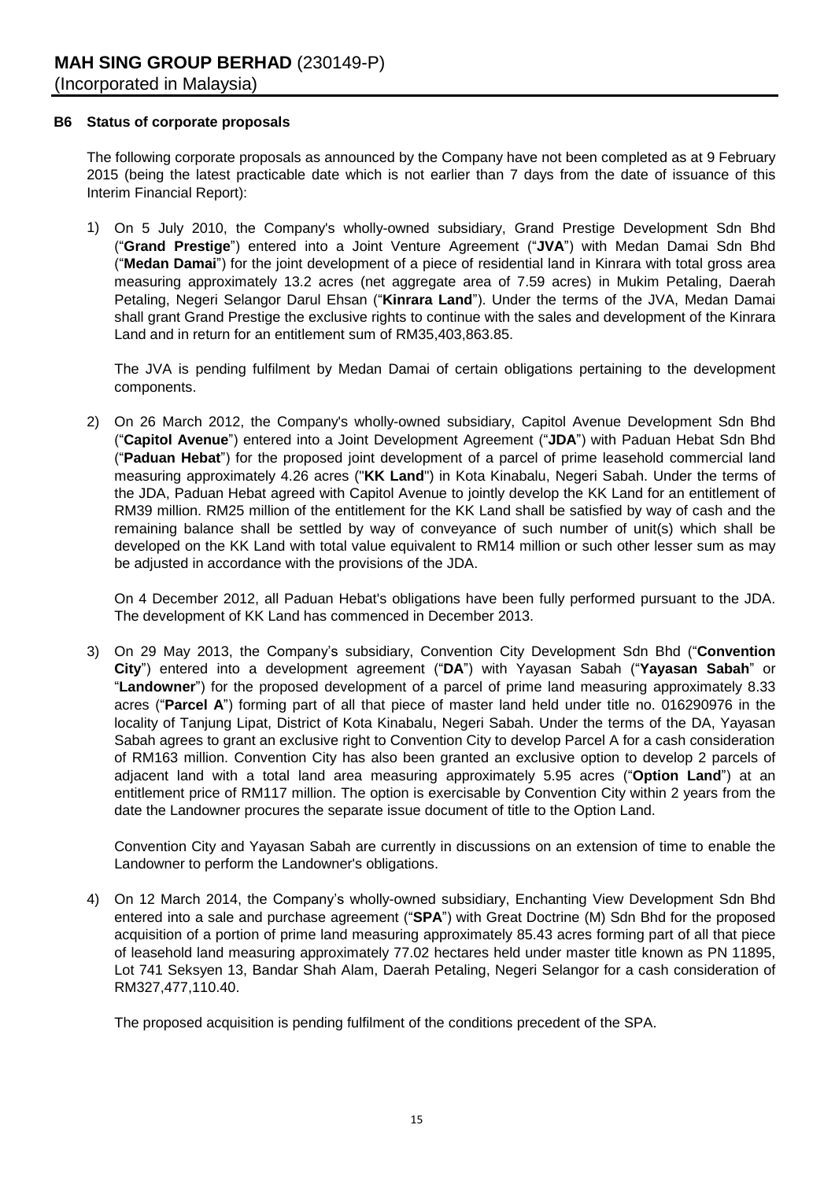## B6 Status of corporate proposals

The following corporate proposals as announced by the Company have not been completed as at 9 February 2015 (being the latest practicable date which is not earlier than 7 days from the date of issuance of this Interim Financial Report):

1) On 5 July 2010, the Company's wholly-owned subsidiary, Grand Prestige Development Sdn Bhd ("**Grand Prestige**") entered into a Joint Venture Agreement ("**JVA**") with Medan Damai Sdn Bhd ("**Medan Damai**") for the joint development of a piece of residential land in Kinrara with total gross area measuring approximately 13.2 acres (net aggregate area of 7.59 acres) in Mukim Petaling, Daerah Petaling, Negeri Selangor Darul Ehsan ("**Kinrara Land**"). Under the terms of the JVA, Medan Damai shall grant Grand Prestige the exclusive rights to continue with the sales and development of the Kinrara Land and in return for an entitlement sum of RM35,403,863.85.

   The JVA is pending fulfilment by Medan Damai of certain obligations pertaining to the development components.

2) On 26 March 2012, the Company's wholly-owned subsidiary, Capitol Avenue Development Sdn Bhd ("**Capitol Avenue**") entered into a Joint Development Agreement ("**JDA**") with Paduan Hebat Sdn Bhd ("**Paduan Hebat**") for the proposed joint development of a parcel of prime leasehold commercial land measuring approximately 4.26 acres ("**KK Land**") in Kota Kinabalu, Negeri Sabah. Under the terms of the JDA, Paduan Hebat agreed with Capitol Avenue to jointly develop the KK Land for an entitlement of RM39 million. RM25 million of the entitlement for the KK Land shall be satisfied by way of cash and the remaining balance shall be settled by way of conveyance of such number of unit(s) which shall be developed on the KK Land with total value equivalent to RM14 million or such other lesser sum as may be adjusted in accordance with the provisions of the JDA.

   On 4 December 2012, all Paduan Hebat's obligations have been fully performed pursuant to the JDA. The development of KK Land has commenced in December 2013.

3) On 29 May 2013, the Company's subsidiary, Convention City Development Sdn Bhd ("**Convention City**") entered into a development agreement ("**DA**") with Yayasan Sabah ("**Yayasan Sabah**" or "**Landowner**") for the proposed development of a parcel of prime land measuring approximately 8.33 acres ("**Parcel A**") forming part of all that piece of master land held under title no. 016290976 in the locality of Tanjung Lipat, District of Kota Kinabalu, Negeri Sabah. Under the terms of the DA, Yayasan Sabah agrees to grant an exclusive right to Convention City to develop Parcel A for a cash consideration of RM163 million. Convention City has also been granted an exclusive option to develop 2 parcels of adjacent land with a total land area measuring approximately 5.95 acres ("**Option Land**") at an entitlement price of RM117 million. The option is exercisable by Convention City within 2 years from the date the Landowner procures the separate issue document of title to the Option Land.

   Convention City and Yayasan Sabah are currently in discussions on an extension of time to enable the Landowner to perform the Landowner's obligations.

4) On 12 March 2014, the Company's wholly-owned subsidiary, Enchanting View Development Sdn Bhd entered into a sale and purchase agreement ("**SPA**") with Great Doctrine (M) Sdn Bhd for the proposed acquisition of a portion of prime land measuring approximately 85.43 acres forming part of all that piece of leasehold land measuring approximately 77.02 hectares held under master title known as PN 11895, Lot 741 Seksyen 13, Bandar Shah Alam, Daerah Petaling, Negeri Selangor for a cash consideration of RM327,477,110.40.

   The proposed acquisition is pending fulfilment of the conditions precedent of the SPA.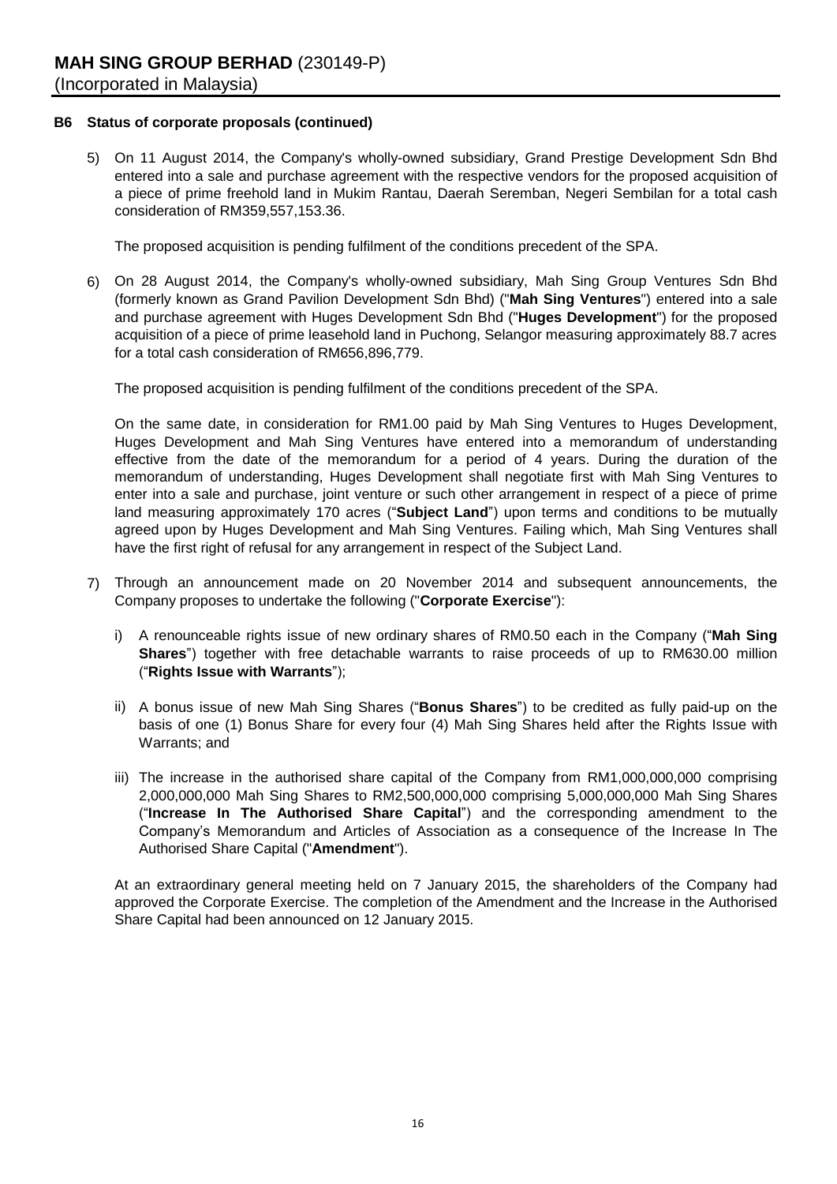**MAH SING GROUP BERHAD** (230149-P)
(Incorporated in Malaysia)

### B6 Status of corporate proposals (continued)

5) On 11 August 2014, the Company's wholly-owned subsidiary, Grand Prestige Development Sdn Bhd entered into a sale and purchase agreement with the respective vendors for the proposed acquisition of a piece of prime freehold land in Mukim Rantau, Daerah Seremban, Negeri Sembilan for a total cash consideration of RM359,557,153.36.

   The proposed acquisition is pending fulfilment of the conditions precedent of the SPA.

6) On 28 August 2014, the Company's wholly-owned subsidiary, Mah Sing Group Ventures Sdn Bhd (formerly known as Grand Pavilion Development Sdn Bhd) ("**Mah Sing Ventures**") entered into a sale and purchase agreement with Huges Development Sdn Bhd ("**Huges Development**") for the proposed acquisition of a piece of prime leasehold land in Puchong, Selangor measuring approximately 88.7 acres for a total cash consideration of RM656,896,779.

   The proposed acquisition is pending fulfilment of the conditions precedent of the SPA.

   On the same date, in consideration for RM1.00 paid by Mah Sing Ventures to Huges Development, Huges Development and Mah Sing Ventures have entered into a memorandum of understanding effective from the date of the memorandum for a period of 4 years. During the duration of the memorandum of understanding, Huges Development shall negotiate first with Mah Sing Ventures to enter into a sale and purchase, joint venture or such other arrangement in respect of a piece of prime land measuring approximately 170 acres ("**Subject Land**") upon terms and conditions to be mutually agreed upon by Huges Development and Mah Sing Ventures. Failing which, Mah Sing Ventures shall have the first right of refusal for any arrangement in respect of the Subject Land.

7) Through an announcement made on 20 November 2014 and subsequent announcements, the Company proposes to undertake the following ("**Corporate Exercise**"):

   i) A renounceable rights issue of new ordinary shares of RM0.50 each in the Company ("**Mah Sing Shares**") together with free detachable warrants to raise proceeds of up to RM630.00 million ("**Rights Issue with Warrants**");

   ii) A bonus issue of new Mah Sing Shares ("**Bonus Shares**") to be credited as fully paid-up on the basis of one (1) Bonus Share for every four (4) Mah Sing Shares held after the Rights Issue with Warrants; and

   iii) The increase in the authorised share capital of the Company from RM1,000,000,000 comprising 2,000,000,000 Mah Sing Shares to RM2,500,000,000 comprising 5,000,000,000 Mah Sing Shares ("**Increase In The Authorised Share Capital**") and the corresponding amendment to the Company's Memorandum and Articles of Association as a consequence of the Increase In The Authorised Share Capital ("**Amendment**").

   At an extraordinary general meeting held on 7 January 2015, the shareholders of the Company had approved the Corporate Exercise. The completion of the Amendment and the Increase in the Authorised Share Capital had been announced on 12 January 2015.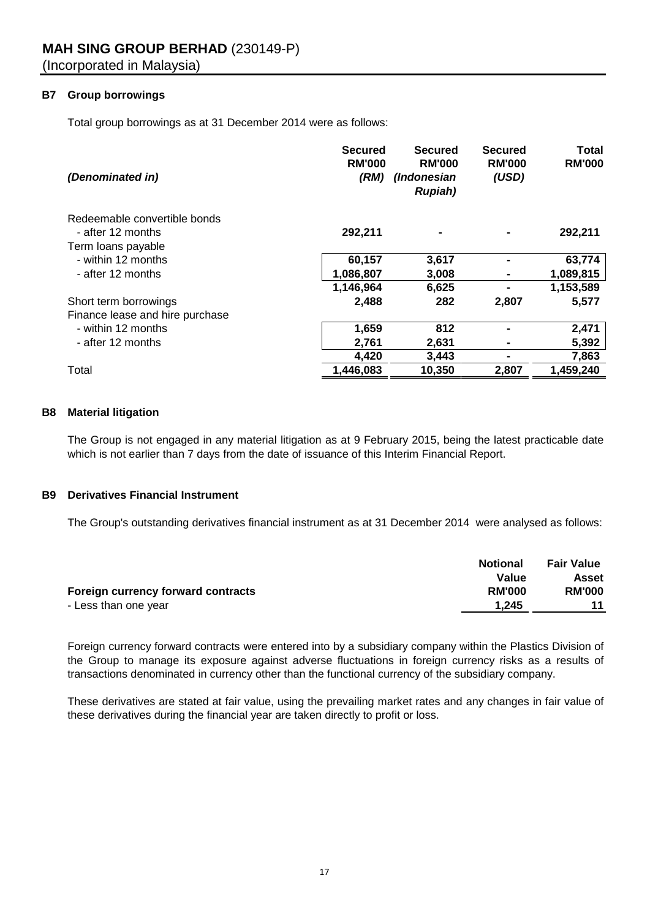**MAH SING GROUP BERHAD** (230149-P)
(Incorporated in Malaysia)

### B7 Group borrowings

Total group borrowings as at 31 December 2014 were as follows:

| *(Denominated in)* | Secured RM'000 *(RM)* | Secured RM'000 *(Indonesian Rupiah)* | Secured RM'000 *(USD)* | Total RM'000 |
|---|---|---|---|---|
| Redeemable convertible bonds | | | | |
| - after 12 months | 292,211 | - | - | 292,211 |
| Term loans payable | | | | |
| - within 12 months | 60,157 | 3,617 | - | 63,774 |
| - after 12 months | 1,086,807 | 3,008 | - | 1,089,815 |
| | 1,146,964 | 6,625 | - | 1,153,589 |
| Short term borrowings | 2,488 | 282 | 2,807 | 5,577 |
| Finance lease and hire purchase | | | | |
| - within 12 months | 1,659 | 812 | - | 2,471 |
| - after 12 months | 2,761 | 2,631 | - | 5,392 |
| | 4,420 | 3,443 | - | 7,863 |
| Total | 1,446,083 | 10,350 | 2,807 | 1,459,240 |

### B8 Material litigation

The Group is not engaged in any material litigation as at 9 February 2015, being the latest practicable date which is not earlier than 7 days from the date of issuance of this Interim Financial Report.

### B9 Derivatives Financial Instrument

The Group's outstanding derivatives financial instrument as at 31 December 2014 were analysed as follows:

| **Foreign currency forward contracts** | Notional Value RM'000 | Fair Value Asset RM'000 |
|---|---|---|
| - Less than one year | 1,245 | 11 |

Foreign currency forward contracts were entered into by a subsidiary company within the Plastics Division of the Group to manage its exposure against adverse fluctuations in foreign currency risks as a results of transactions denominated in currency other than the functional currency of the subsidiary company.

These derivatives are stated at fair value, using the prevailing market rates and any changes in fair value of these derivatives during the financial year are taken directly to profit or loss.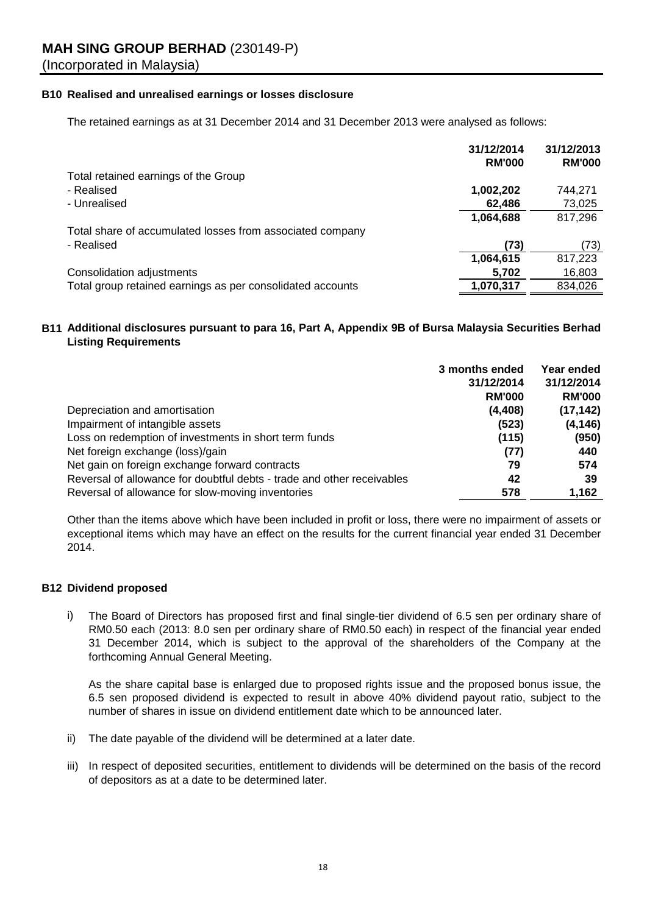### B10 Realised and unrealised earnings or losses disclosure

The retained earnings as at 31 December 2014 and 31 December 2013 were analysed as follows:

| | 31/12/2014 RM'000 | 31/12/2013 RM'000 |
|---|---|---|
| Total retained earnings of the Group | | |
| - Realised | **1,002,202** | 744,271 |
| - Unrealised | **62,486** | 73,025 |
| | **1,064,688** | 817,296 |
| Total share of accumulated losses from associated company | | |
| - Realised | **(73)** | (73) |
| | **1,064,615** | 817,223 |
| Consolidation adjustments | **5,702** | 16,803 |
| Total group retained earnings as per consolidated accounts | **1,070,317** | 834,026 |

### B11 Additional disclosures pursuant to para 16, Part A, Appendix 9B of Bursa Malaysia Securities Berhad Listing Requirements

| | 3 months ended 31/12/2014 RM'000 | Year ended 31/12/2014 RM'000 |
|---|---|---|
| Depreciation and amortisation | **(4,408)** | **(17,142)** |
| Impairment of intangible assets | **(523)** | **(4,146)** |
| Loss on redemption of investments in short term funds | **(115)** | **(950)** |
| Net foreign exchange (loss)/gain | **(77)** | **440** |
| Net gain on foreign exchange forward contracts | **79** | **574** |
| Reversal of allowance for doubtful debts - trade and other receivables | **42** | **39** |
| Reversal of allowance for slow-moving inventories | **578** | **1,162** |

Other than the items above which have been included in profit or loss, there were no impairment of assets or exceptional items which may have an effect on the results for the current financial year ended 31 December 2014.

### B12 Dividend proposed

i) The Board of Directors has proposed first and final single-tier dividend of 6.5 sen per ordinary share of RM0.50 each (2013: 8.0 sen per ordinary share of RM0.50 each) in respect of the financial year ended 31 December 2014, which is subject to the approval of the shareholders of the Company at the forthcoming Annual General Meeting.

   As the share capital base is enlarged due to proposed rights issue and the proposed bonus issue, the 6.5 sen proposed dividend is expected to result in above 40% dividend payout ratio, subject to the number of shares in issue on dividend entitlement date which to be announced later.

ii) The date payable of the dividend will be determined at a later date.

iii) In respect of deposited securities, entitlement to dividends will be determined on the basis of the record of depositors as at a date to be determined later.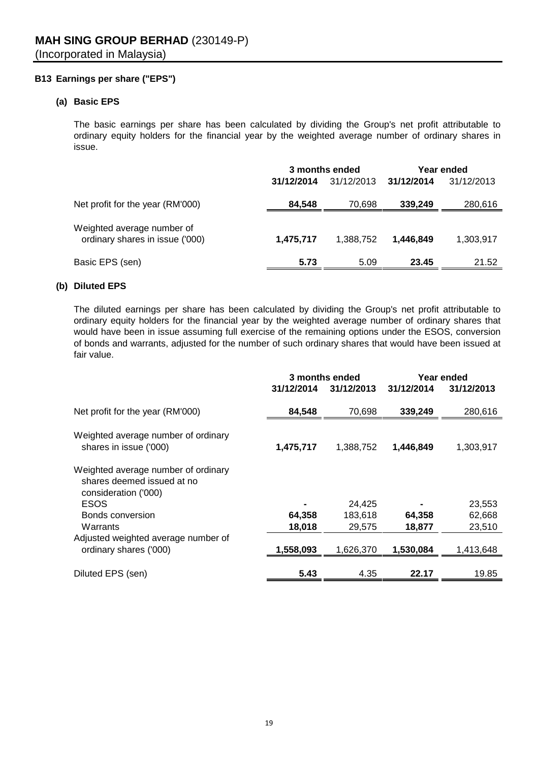**MAH SING GROUP BERHAD** (230149-P)
(Incorporated in Malaysia)

## B13 Earnings per share ("EPS")

### (a) Basic EPS

The basic earnings per share has been calculated by dividing the Group's net profit attributable to ordinary equity holders for the financial year by the weighted average number of ordinary shares in issue.

| | 3 months ended | | Year ended | |
|---|---|---|---|---|
| | **31/12/2014** | 31/12/2013 | **31/12/2014** | 31/12/2013 |
| Net profit for the year (RM'000) | **84,548** | 70,698 | **339,249** | 280,616 |
| Weighted average number of ordinary shares in issue ('000) | **1,475,717** | 1,388,752 | **1,446,849** | 1,303,917 |
| Basic EPS (sen) | **5.73** | 5.09 | **23.45** | 21.52 |

### (b) Diluted EPS

The diluted earnings per share has been calculated by dividing the Group's net profit attributable to ordinary equity holders for the financial year by the weighted average number of ordinary shares that would have been in issue assuming full exercise of the remaining options under the ESOS, conversion of bonds and warrants, adjusted for the number of such ordinary shares that would have been issued at fair value.

| | 3 months ended | | Year ended | |
|---|---|---|---|---|
| | **31/12/2014** | **31/12/2013** | **31/12/2014** | **31/12/2013** |
| Net profit for the year (RM'000) | **84,548** | 70,698 | **339,249** | 280,616 |
| Weighted average number of ordinary shares in issue ('000) | **1,475,717** | 1,388,752 | **1,446,849** | 1,303,917 |
| Weighted average number of ordinary shares deemed issued at no consideration ('000) | | | | |
| ESOS | **-** | 24,425 | **-** | 23,553 |
| Bonds conversion | **64,358** | 183,618 | **64,358** | 62,668 |
| Warrants | **18,018** | 29,575 | **18,877** | 23,510 |
| Adjusted weighted average number of ordinary shares ('000) | **1,558,093** | 1,626,370 | **1,530,084** | 1,413,648 |
| Diluted EPS (sen) | **5.43** | 4.35 | **22.17** | 19.85 |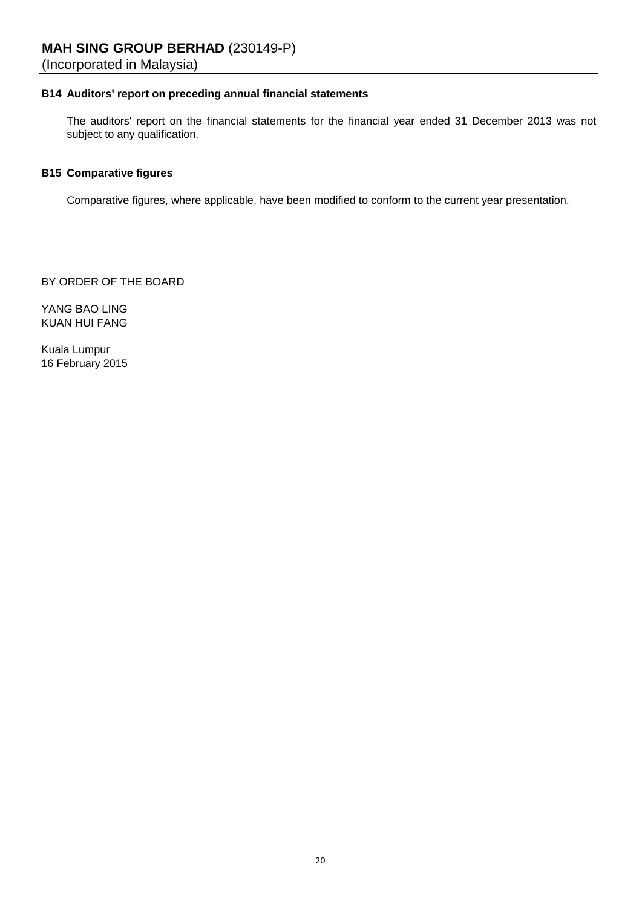### B14 Auditors' report on preceding annual financial statements

The auditors' report on the financial statements for the financial year ended 31 December 2013 was not subject to any qualification.

### B15 Comparative figures

Comparative figures, where applicable, have been modified to conform to the current year presentation.

BY ORDER OF THE BOARD

YANG BAO LING
KUAN HUI FANG

Kuala Lumpur
16 February 2015